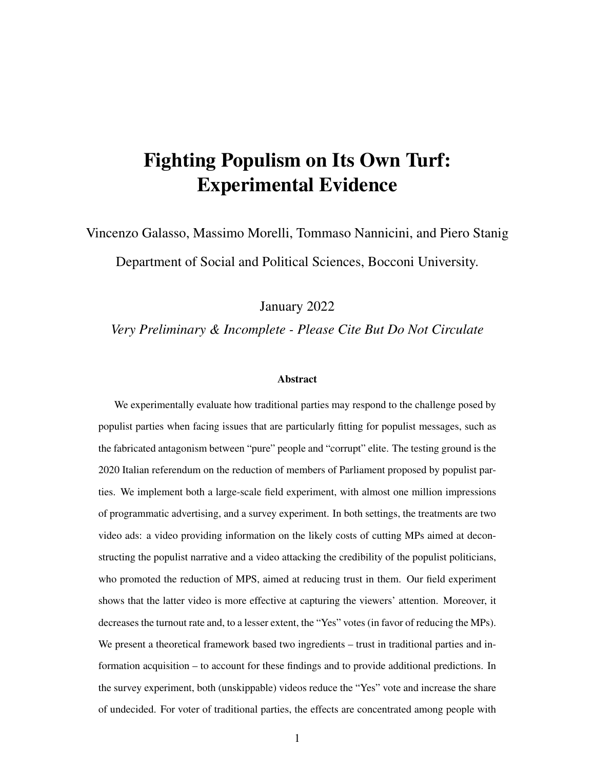# Fighting Populism on Its Own Turf: Experimental Evidence

Vincenzo Galasso, Massimo Morelli, Tommaso Nannicini, and Piero Stanig

Department of Social and Political Sciences, Bocconi University.

January 2022

*Very Preliminary & Incomplete - Please Cite But Do Not Circulate*

### Abstract

We experimentally evaluate how traditional parties may respond to the challenge posed by populist parties when facing issues that are particularly fitting for populist messages, such as the fabricated antagonism between "pure" people and "corrupt" elite. The testing ground is the 2020 Italian referendum on the reduction of members of Parliament proposed by populist parties. We implement both a large-scale field experiment, with almost one million impressions of programmatic advertising, and a survey experiment. In both settings, the treatments are two video ads: a video providing information on the likely costs of cutting MPs aimed at deconstructing the populist narrative and a video attacking the credibility of the populist politicians, who promoted the reduction of MPS, aimed at reducing trust in them. Our field experiment shows that the latter video is more effective at capturing the viewers' attention. Moreover, it decreases the turnout rate and, to a lesser extent, the "Yes" votes (in favor of reducing the MPs). We present a theoretical framework based two ingredients – trust in traditional parties and information acquisition – to account for these findings and to provide additional predictions. In the survey experiment, both (unskippable) videos reduce the "Yes" vote and increase the share of undecided. For voter of traditional parties, the effects are concentrated among people with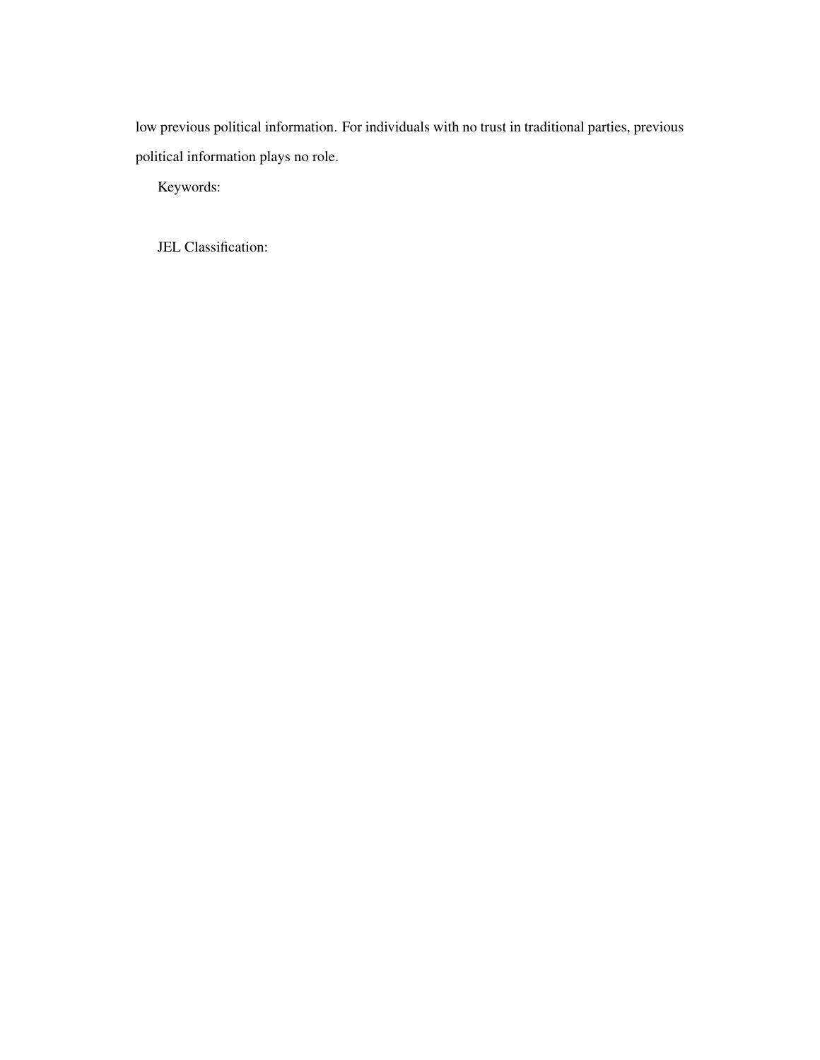low previous political information. For individuals with no trust in traditional parties, previous political information plays no role.

Keywords:

JEL Classification: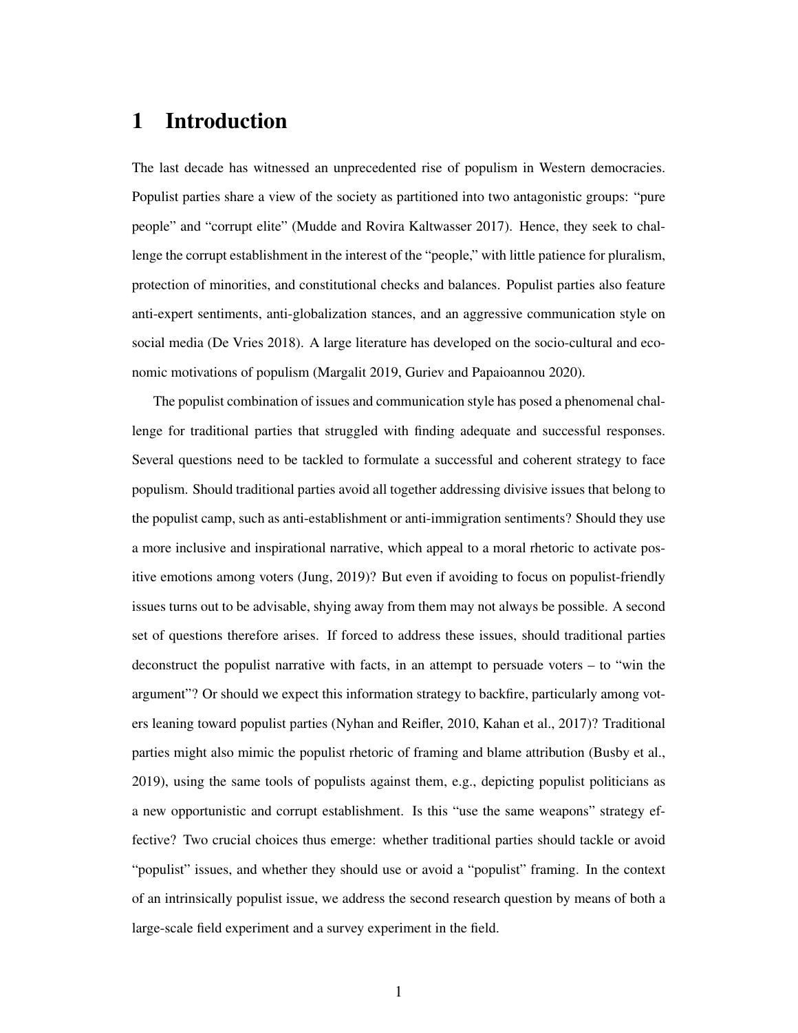# 1 Introduction

The last decade has witnessed an unprecedented rise of populism in Western democracies. Populist parties share a view of the society as partitioned into two antagonistic groups: "pure people" and "corrupt elite" (Mudde and Rovira Kaltwasser 2017). Hence, they seek to challenge the corrupt establishment in the interest of the "people," with little patience for pluralism, protection of minorities, and constitutional checks and balances. Populist parties also feature anti-expert sentiments, anti-globalization stances, and an aggressive communication style on social media (De Vries 2018). A large literature has developed on the socio-cultural and economic motivations of populism (Margalit 2019, Guriev and Papaioannou 2020).

The populist combination of issues and communication style has posed a phenomenal challenge for traditional parties that struggled with finding adequate and successful responses. Several questions need to be tackled to formulate a successful and coherent strategy to face populism. Should traditional parties avoid all together addressing divisive issues that belong to the populist camp, such as anti-establishment or anti-immigration sentiments? Should they use a more inclusive and inspirational narrative, which appeal to a moral rhetoric to activate positive emotions among voters (Jung, 2019)? But even if avoiding to focus on populist-friendly issues turns out to be advisable, shying away from them may not always be possible. A second set of questions therefore arises. If forced to address these issues, should traditional parties deconstruct the populist narrative with facts, in an attempt to persuade voters – to "win the argument"? Or should we expect this information strategy to backfire, particularly among voters leaning toward populist parties (Nyhan and Reifler, 2010, Kahan et al., 2017)? Traditional parties might also mimic the populist rhetoric of framing and blame attribution (Busby et al., 2019), using the same tools of populists against them, e.g., depicting populist politicians as a new opportunistic and corrupt establishment. Is this "use the same weapons" strategy effective? Two crucial choices thus emerge: whether traditional parties should tackle or avoid "populist" issues, and whether they should use or avoid a "populist" framing. In the context of an intrinsically populist issue, we address the second research question by means of both a large-scale field experiment and a survey experiment in the field.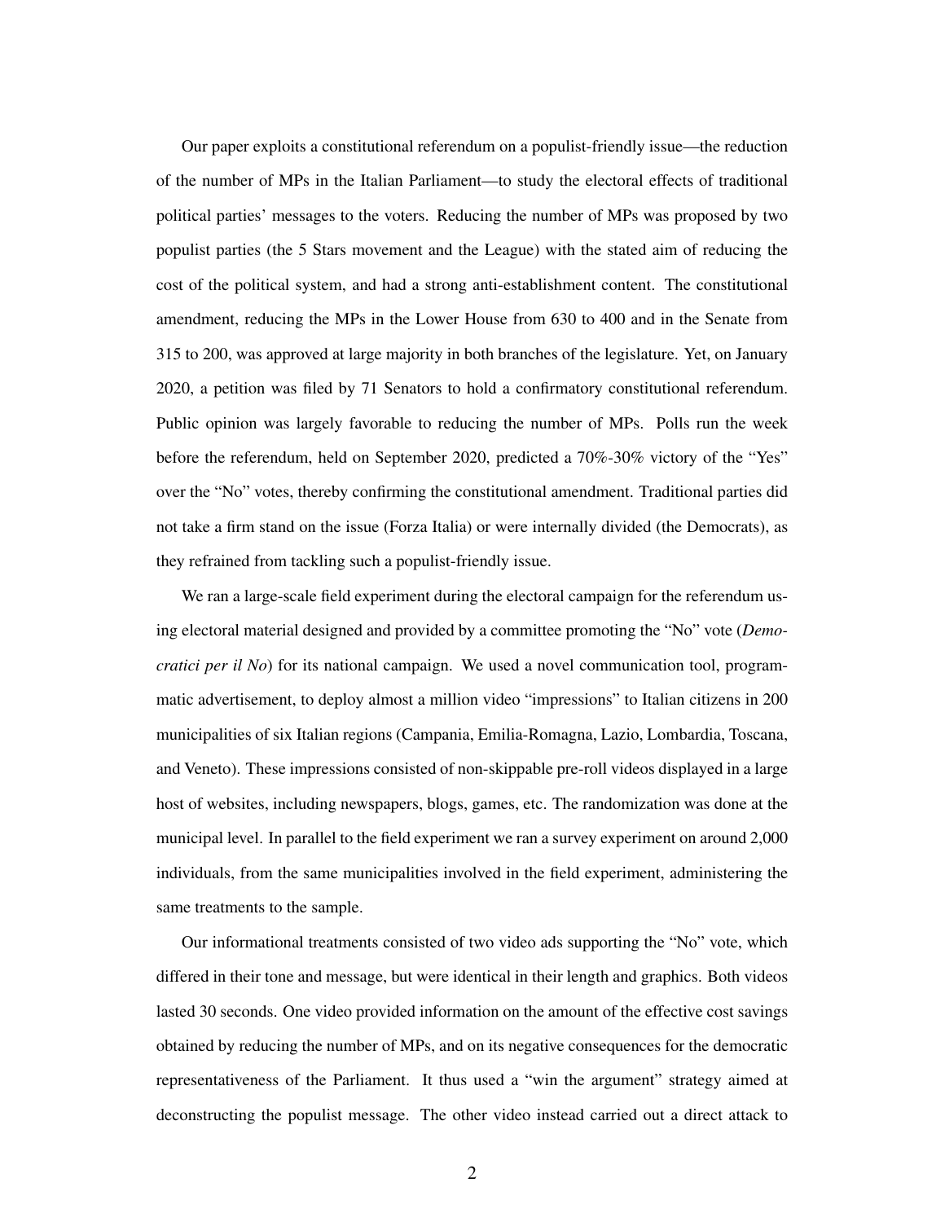Our paper exploits a constitutional referendum on a populist-friendly issue—the reduction of the number of MPs in the Italian Parliament—to study the electoral effects of traditional political parties' messages to the voters. Reducing the number of MPs was proposed by two populist parties (the 5 Stars movement and the League) with the stated aim of reducing the cost of the political system, and had a strong anti-establishment content. The constitutional amendment, reducing the MPs in the Lower House from 630 to 400 and in the Senate from 315 to 200, was approved at large majority in both branches of the legislature. Yet, on January 2020, a petition was filed by 71 Senators to hold a confirmatory constitutional referendum. Public opinion was largely favorable to reducing the number of MPs. Polls run the week before the referendum, held on September 2020, predicted a 70%-30% victory of the "Yes" over the "No" votes, thereby confirming the constitutional amendment. Traditional parties did not take a firm stand on the issue (Forza Italia) or were internally divided (the Democrats), as they refrained from tackling such a populist-friendly issue.

We ran a large-scale field experiment during the electoral campaign for the referendum using electoral material designed and provided by a committee promoting the "No" vote (*Democratici per il No*) for its national campaign. We used a novel communication tool, programmatic advertisement, to deploy almost a million video "impressions" to Italian citizens in 200 municipalities of six Italian regions (Campania, Emilia-Romagna, Lazio, Lombardia, Toscana, and Veneto). These impressions consisted of non-skippable pre-roll videos displayed in a large host of websites, including newspapers, blogs, games, etc. The randomization was done at the municipal level. In parallel to the field experiment we ran a survey experiment on around 2,000 individuals, from the same municipalities involved in the field experiment, administering the same treatments to the sample.

Our informational treatments consisted of two video ads supporting the "No" vote, which differed in their tone and message, but were identical in their length and graphics. Both videos lasted 30 seconds. One video provided information on the amount of the effective cost savings obtained by reducing the number of MPs, and on its negative consequences for the democratic representativeness of the Parliament. It thus used a "win the argument" strategy aimed at deconstructing the populist message. The other video instead carried out a direct attack to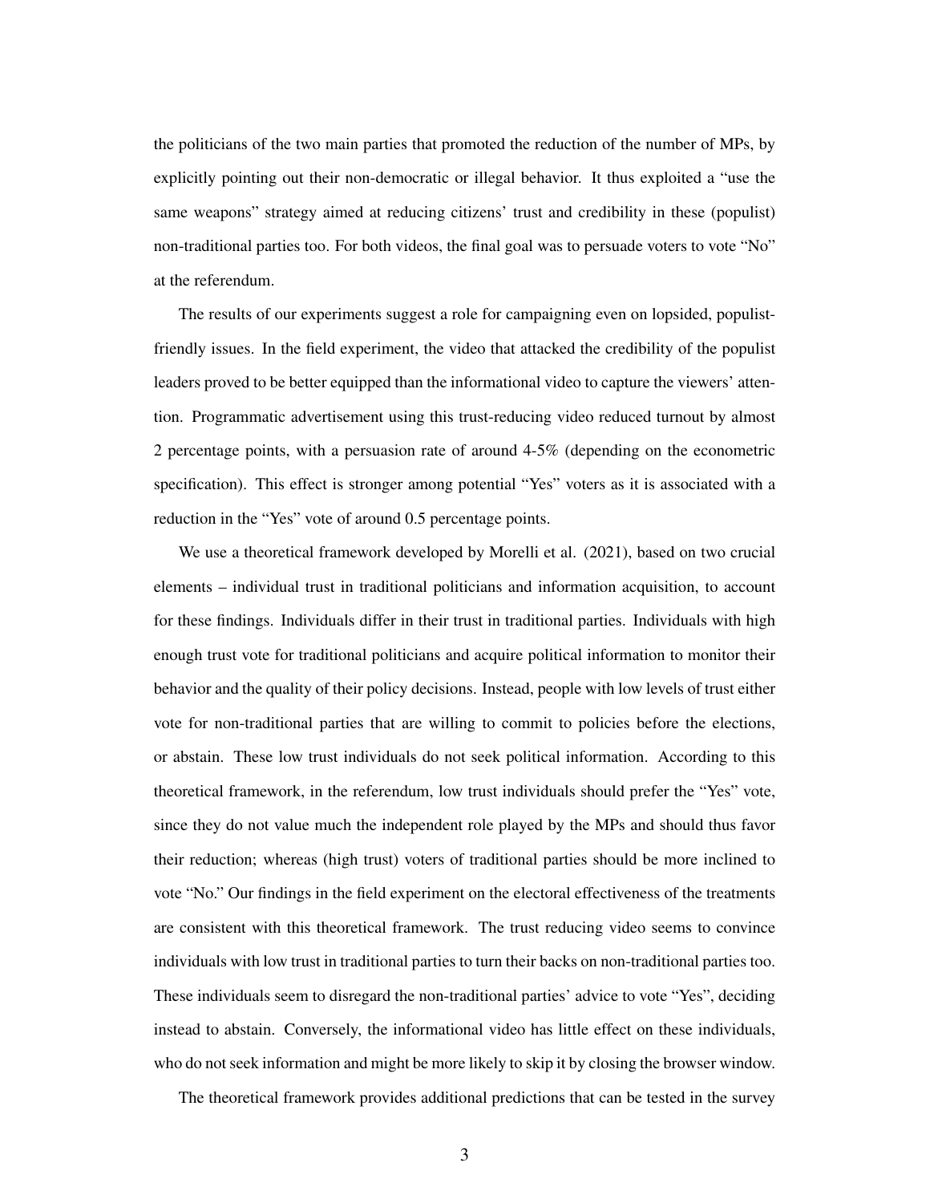the politicians of the two main parties that promoted the reduction of the number of MPs, by explicitly pointing out their non-democratic or illegal behavior. It thus exploited a "use the same weapons" strategy aimed at reducing citizens' trust and credibility in these (populist) non-traditional parties too. For both videos, the final goal was to persuade voters to vote "No" at the referendum.

The results of our experiments suggest a role for campaigning even on lopsided, populist-friendly issues. In the field experiment, the video that attacked the credibility of the populist leaders proved to be better equipped than the informational video to capture the viewers' attention. Programmatic advertisement using this trust-reducing video reduced turnout by almost 2 percentage points, with a persuasion rate of around 4-5% (depending on the econometric specification). This effect is stronger among potential "Yes" voters as it is associated with a reduction in the "Yes" vote of around 0.5 percentage points.

We use a theoretical framework developed by Morelli et al. (2021), based on two crucial elements – individual trust in traditional politicians and information acquisition, to account for these findings. Individuals differ in their trust in traditional parties. Individuals with high enough trust vote for traditional politicians and acquire political information to monitor their behavior and the quality of their policy decisions. Instead, people with low levels of trust either vote for non-traditional parties that are willing to commit to policies before the elections, or abstain. These low trust individuals do not seek political information. According to this theoretical framework, in the referendum, low trust individuals should prefer the "Yes" vote, since they do not value much the independent role played by the MPs and should thus favor their reduction; whereas (high trust) voters of traditional parties should be more inclined to vote "No." Our findings in the field experiment on the electoral effectiveness of the treatments are consistent with this theoretical framework. The trust reducing video seems to convince individuals with low trust in traditional parties to turn their backs on non-traditional parties too. These individuals seem to disregard the non-traditional parties' advice to vote "Yes", deciding instead to abstain. Conversely, the informational video has little effect on these individuals, who do not seek information and might be more likely to skip it by closing the browser window.

The theoretical framework provides additional predictions that can be tested in the survey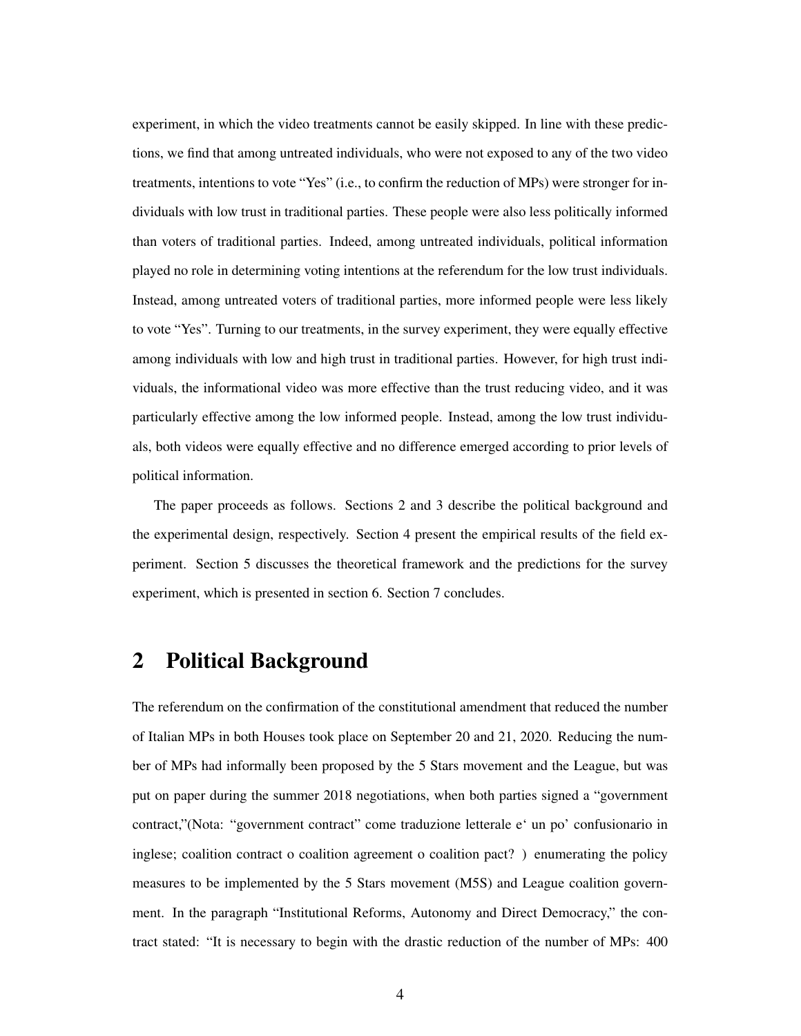experiment, in which the video treatments cannot be easily skipped. In line with these predictions, we find that among untreated individuals, who were not exposed to any of the two video treatments, intentions to vote "Yes" (i.e., to confirm the reduction of MPs) were stronger for individuals with low trust in traditional parties. These people were also less politically informed than voters of traditional parties. Indeed, among untreated individuals, political information played no role in determining voting intentions at the referendum for the low trust individuals. Instead, among untreated voters of traditional parties, more informed people were less likely to vote "Yes". Turning to our treatments, in the survey experiment, they were equally effective among individuals with low and high trust in traditional parties. However, for high trust individuals, the informational video was more effective than the trust reducing video, and it was particularly effective among the low informed people. Instead, among the low trust individuals, both videos were equally effective and no difference emerged according to prior levels of political information.

The paper proceeds as follows. Sections 2 and 3 describe the political background and the experimental design, respectively. Section 4 present the empirical results of the field experiment. Section 5 discusses the theoretical framework and the predictions for the survey experiment, which is presented in section 6. Section 7 concludes.

## 2 Political Background

The referendum on the confirmation of the constitutional amendment that reduced the number of Italian MPs in both Houses took place on September 20 and 21, 2020. Reducing the number of MPs had informally been proposed by the 5 Stars movement and the League, but was put on paper during the summer 2018 negotiations, when both parties signed a "government contract,"(Nota: "government contract" come traduzione letterale e‘ un po' confusionario in inglese; coalition contract o coalition agreement o coalition pact? ) enumerating the policy measures to be implemented by the 5 Stars movement (M5S) and League coalition government. In the paragraph "Institutional Reforms, Autonomy and Direct Democracy," the contract stated: "It is necessary to begin with the drastic reduction of the number of MPs: 400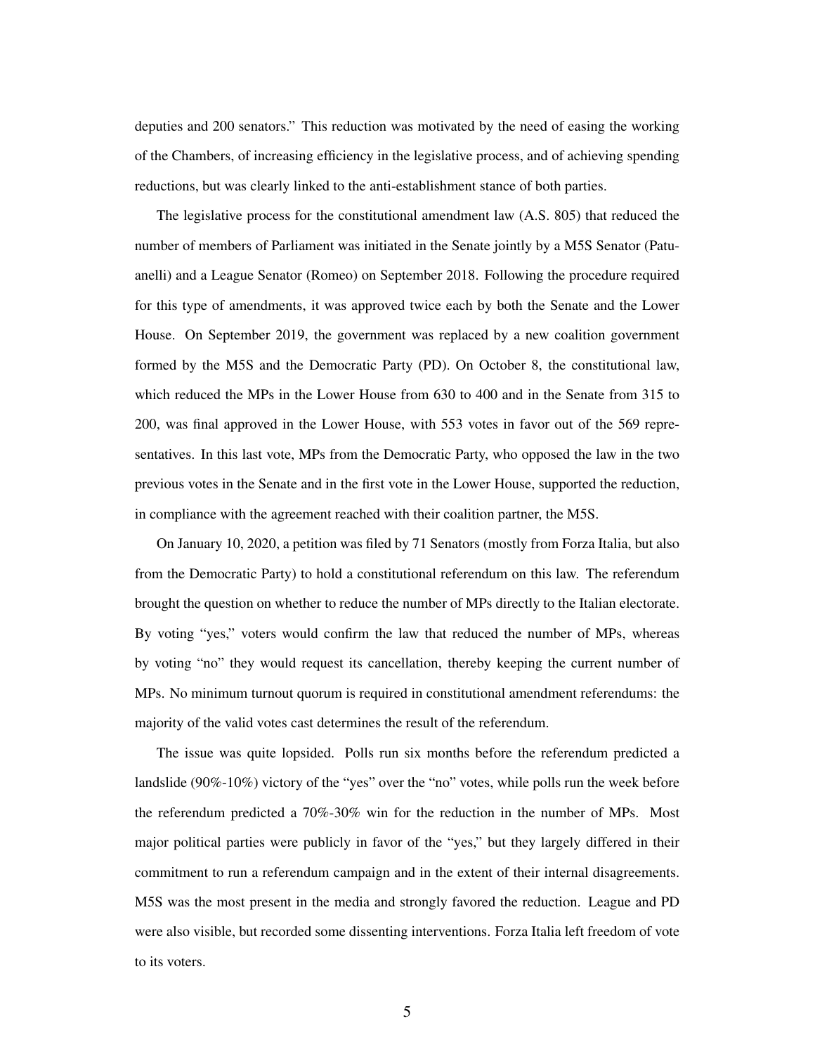deputies and 200 senators." This reduction was motivated by the need of easing the working of the Chambers, of increasing efficiency in the legislative process, and of achieving spending reductions, but was clearly linked to the anti-establishment stance of both parties.

The legislative process for the constitutional amendment law (A.S. 805) that reduced the number of members of Parliament was initiated in the Senate jointly by a M5S Senator (Patuanelli) and a League Senator (Romeo) on September 2018. Following the procedure required for this type of amendments, it was approved twice each by both the Senate and the Lower House. On September 2019, the government was replaced by a new coalition government formed by the M5S and the Democratic Party (PD). On October 8, the constitutional law, which reduced the MPs in the Lower House from 630 to 400 and in the Senate from 315 to 200, was final approved in the Lower House, with 553 votes in favor out of the 569 representatives. In this last vote, MPs from the Democratic Party, who opposed the law in the two previous votes in the Senate and in the first vote in the Lower House, supported the reduction, in compliance with the agreement reached with their coalition partner, the M5S.

On January 10, 2020, a petition was filed by 71 Senators (mostly from Forza Italia, but also from the Democratic Party) to hold a constitutional referendum on this law. The referendum brought the question on whether to reduce the number of MPs directly to the Italian electorate. By voting "yes," voters would confirm the law that reduced the number of MPs, whereas by voting "no" they would request its cancellation, thereby keeping the current number of MPs. No minimum turnout quorum is required in constitutional amendment referendums: the majority of the valid votes cast determines the result of the referendum.

The issue was quite lopsided. Polls run six months before the referendum predicted a landslide (90%-10%) victory of the "yes" over the "no" votes, while polls run the week before the referendum predicted a 70%-30% win for the reduction in the number of MPs. Most major political parties were publicly in favor of the "yes," but they largely differed in their commitment to run a referendum campaign and in the extent of their internal disagreements. M5S was the most present in the media and strongly favored the reduction. League and PD were also visible, but recorded some dissenting interventions. Forza Italia left freedom of vote to its voters.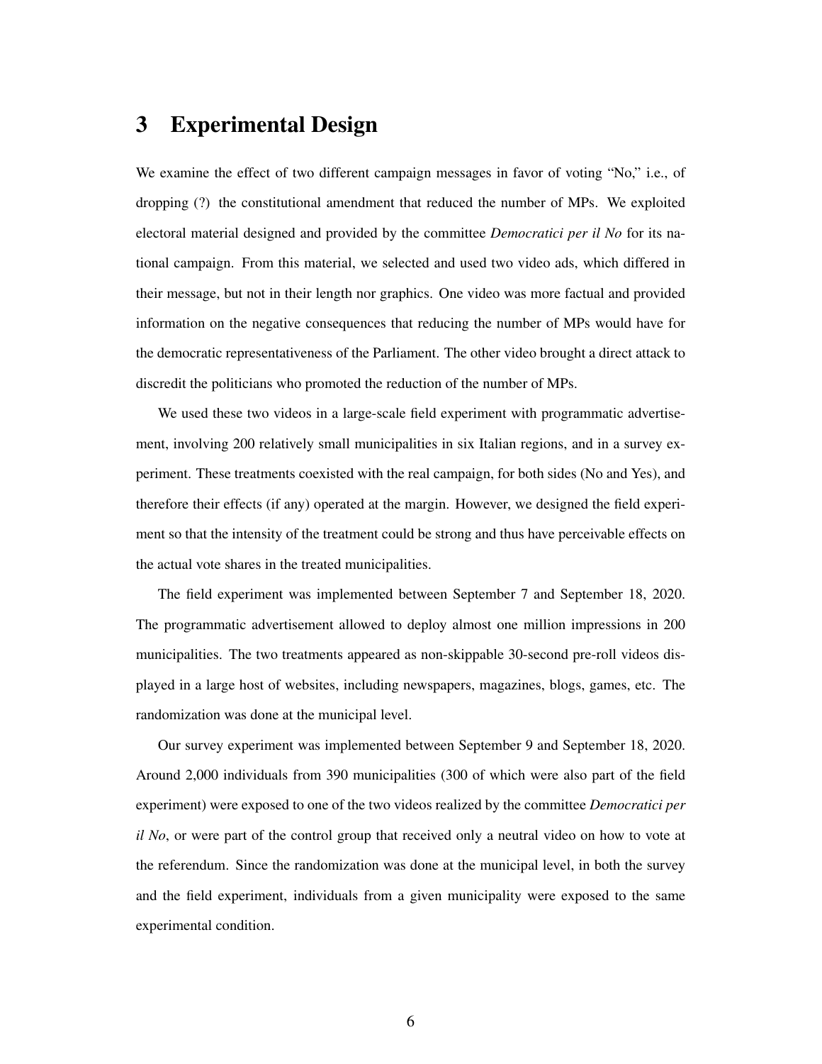# 3 Experimental Design

We examine the effect of two different campaign messages in favor of voting "No," i.e., of dropping (?) the constitutional amendment that reduced the number of MPs. We exploited electoral material designed and provided by the committee *Democratici per il No* for its national campaign. From this material, we selected and used two video ads, which differed in their message, but not in their length nor graphics. One video was more factual and provided information on the negative consequences that reducing the number of MPs would have for the democratic representativeness of the Parliament. The other video brought a direct attack to discredit the politicians who promoted the reduction of the number of MPs.

We used these two videos in a large-scale field experiment with programmatic advertisement, involving 200 relatively small municipalities in six Italian regions, and in a survey experiment. These treatments coexisted with the real campaign, for both sides (No and Yes), and therefore their effects (if any) operated at the margin. However, we designed the field experiment so that the intensity of the treatment could be strong and thus have perceivable effects on the actual vote shares in the treated municipalities.

The field experiment was implemented between September 7 and September 18, 2020. The programmatic advertisement allowed to deploy almost one million impressions in 200 municipalities. The two treatments appeared as non-skippable 30-second pre-roll videos displayed in a large host of websites, including newspapers, magazines, blogs, games, etc. The randomization was done at the municipal level.

Our survey experiment was implemented between September 9 and September 18, 2020. Around 2,000 individuals from 390 municipalities (300 of which were also part of the field experiment) were exposed to one of the two videos realized by the committee *Democratici per il No*, or were part of the control group that received only a neutral video on how to vote at the referendum. Since the randomization was done at the municipal level, in both the survey and the field experiment, individuals from a given municipality were exposed to the same experimental condition.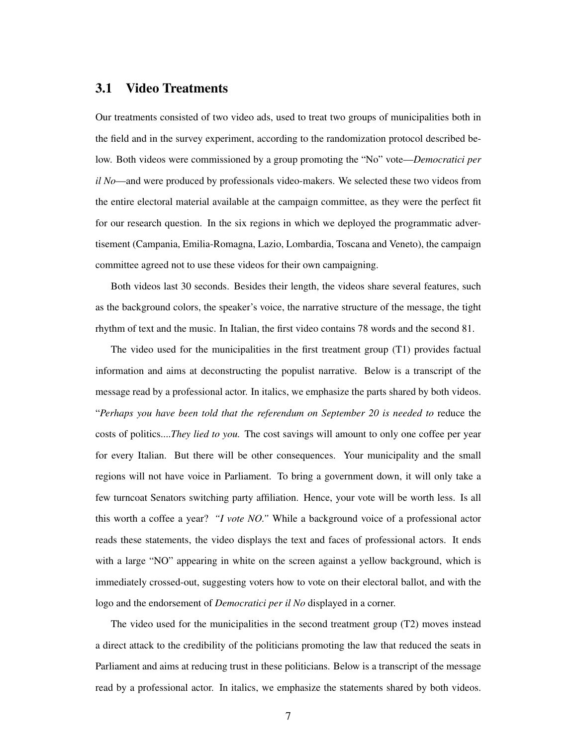## 3.1 Video Treatments

Our treatments consisted of two video ads, used to treat two groups of municipalities both in the field and in the survey experiment, according to the randomization protocol described below. Both videos were commissioned by a group promoting the "No" vote—*Democratici per il No*—and were produced by professionals video-makers. We selected these two videos from the entire electoral material available at the campaign committee, as they were the perfect fit for our research question. In the six regions in which we deployed the programmatic advertisement (Campania, Emilia-Romagna, Lazio, Lombardia, Toscana and Veneto), the campaign committee agreed not to use these videos for their own campaigning.

Both videos last 30 seconds. Besides their length, the videos share several features, such as the background colors, the speaker's voice, the narrative structure of the message, the tight rhythm of text and the music. In Italian, the first video contains 78 words and the second 81.

The video used for the municipalities in the first treatment group (T1) provides factual information and aims at deconstructing the populist narrative. Below is a transcript of the message read by a professional actor. In italics, we emphasize the parts shared by both videos. "*Perhaps you have been told that the referendum on September 20 is needed to* reduce the costs of politics....*They lied to you.* The cost savings will amount to only one coffee per year for every Italian. But there will be other consequences. Your municipality and the small regions will not have voice in Parliament. To bring a government down, it will only take a few turncoat Senators switching party affiliation. Hence, your vote will be worth less. Is all this worth a coffee a year? *"I vote NO."* While a background voice of a professional actor reads these statements, the video displays the text and faces of professional actors. It ends with a large "NO" appearing in white on the screen against a yellow background, which is immediately crossed-out, suggesting voters how to vote on their electoral ballot, and with the logo and the endorsement of *Democratici per il No* displayed in a corner.

The video used for the municipalities in the second treatment group (T2) moves instead a direct attack to the credibility of the politicians promoting the law that reduced the seats in Parliament and aims at reducing trust in these politicians. Below is a transcript of the message read by a professional actor. In italics, we emphasize the statements shared by both videos.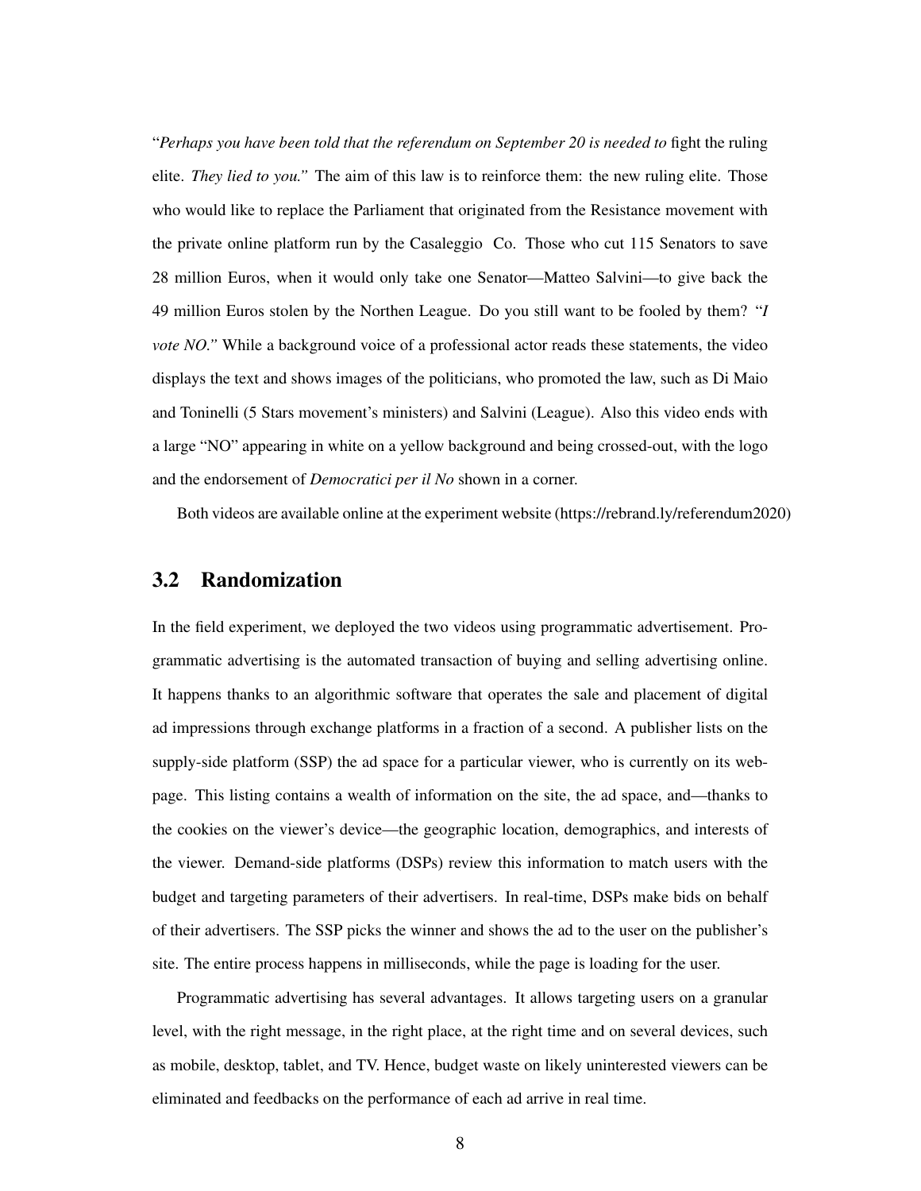"*Perhaps you have been told that the referendum on September 20 is needed to* fight the ruling elite. *They lied to you."* The aim of this law is to reinforce them: the new ruling elite. Those who would like to replace the Parliament that originated from the Resistance movement with the private online platform run by the Casaleggio  Co. Those who cut 115 Senators to save 28 million Euros, when it would only take one Senator—Matteo Salvini—to give back the 49 million Euros stolen by the Northen League. Do you still want to be fooled by them? *"I vote NO."* While a background voice of a professional actor reads these statements, the video displays the text and shows images of the politicians, who promoted the law, such as Di Maio and Toninelli (5 Stars movement's ministers) and Salvini (League). Also this video ends with a large "NO" appearing in white on a yellow background and being crossed-out, with the logo and the endorsement of *Democratici per il No* shown in a corner.

Both videos are available online at the experiment website (https://rebrand.ly/referendum2020)

## 3.2 Randomization

In the field experiment, we deployed the two videos using programmatic advertisement. Programmatic advertising is the automated transaction of buying and selling advertising online. It happens thanks to an algorithmic software that operates the sale and placement of digital ad impressions through exchange platforms in a fraction of a second. A publisher lists on the supply-side platform (SSP) the ad space for a particular viewer, who is currently on its webpage. This listing contains a wealth of information on the site, the ad space, and—thanks to the cookies on the viewer's device—the geographic location, demographics, and interests of the viewer. Demand-side platforms (DSPs) review this information to match users with the budget and targeting parameters of their advertisers. In real-time, DSPs make bids on behalf of their advertisers. The SSP picks the winner and shows the ad to the user on the publisher's site. The entire process happens in milliseconds, while the page is loading for the user.

Programmatic advertising has several advantages. It allows targeting users on a granular level, with the right message, in the right place, at the right time and on several devices, such as mobile, desktop, tablet, and TV. Hence, budget waste on likely uninterested viewers can be eliminated and feedbacks on the performance of each ad arrive in real time.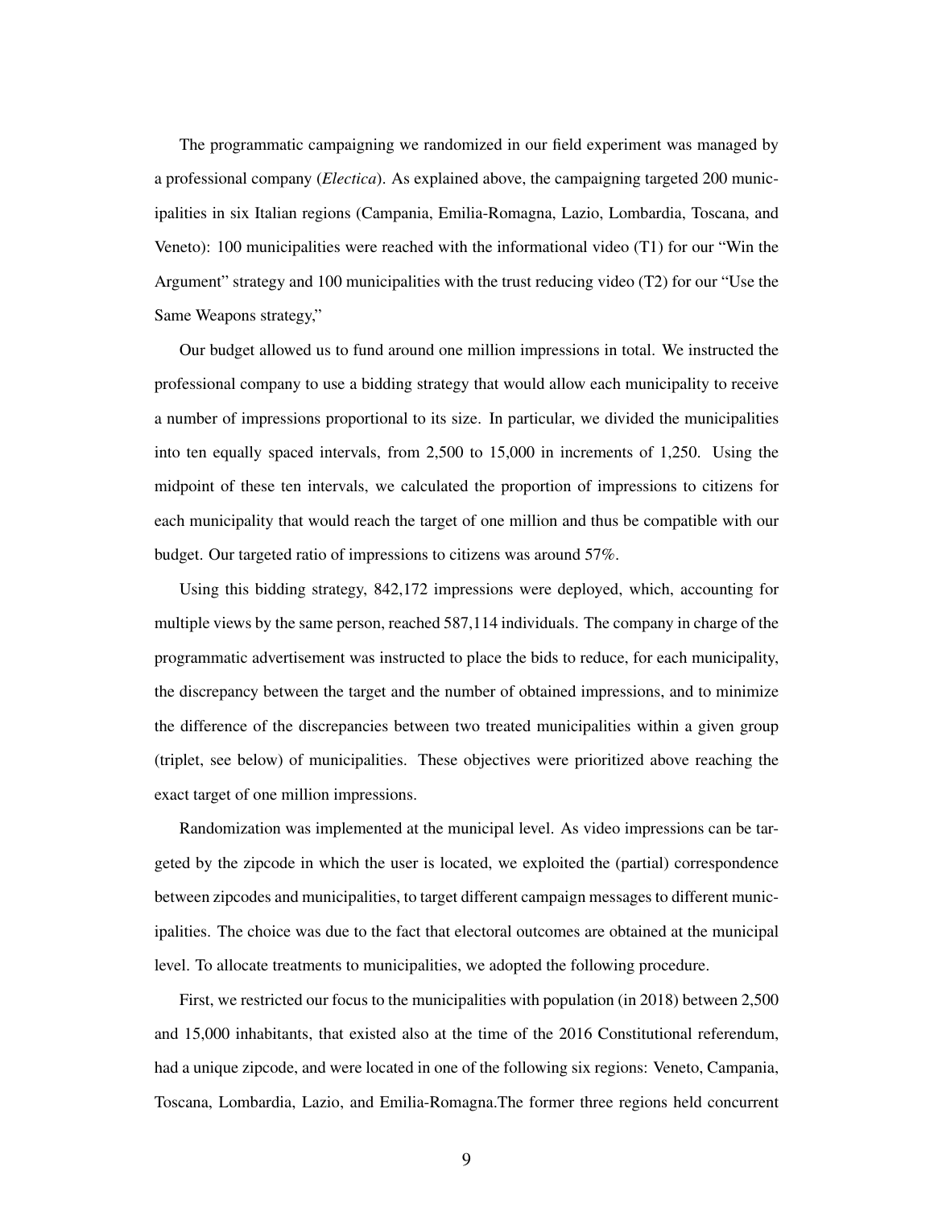The programmatic campaigning we randomized in our field experiment was managed by a professional company (*Electica*). As explained above, the campaigning targeted 200 municipalities in six Italian regions (Campania, Emilia-Romagna, Lazio, Lombardia, Toscana, and Veneto): 100 municipalities were reached with the informational video (T1) for our "Win the Argument" strategy and 100 municipalities with the trust reducing video (T2) for our "Use the Same Weapons strategy,"

Our budget allowed us to fund around one million impressions in total. We instructed the professional company to use a bidding strategy that would allow each municipality to receive a number of impressions proportional to its size. In particular, we divided the municipalities into ten equally spaced intervals, from 2,500 to 15,000 in increments of 1,250. Using the midpoint of these ten intervals, we calculated the proportion of impressions to citizens for each municipality that would reach the target of one million and thus be compatible with our budget. Our targeted ratio of impressions to citizens was around 57%.

Using this bidding strategy, 842,172 impressions were deployed, which, accounting for multiple views by the same person, reached 587,114 individuals. The company in charge of the programmatic advertisement was instructed to place the bids to reduce, for each municipality, the discrepancy between the target and the number of obtained impressions, and to minimize the difference of the discrepancies between two treated municipalities within a given group (triplet, see below) of municipalities. These objectives were prioritized above reaching the exact target of one million impressions.

Randomization was implemented at the municipal level. As video impressions can be targeted by the zipcode in which the user is located, we exploited the (partial) correspondence between zipcodes and municipalities, to target different campaign messages to different municipalities. The choice was due to the fact that electoral outcomes are obtained at the municipal level. To allocate treatments to municipalities, we adopted the following procedure.

First, we restricted our focus to the municipalities with population (in 2018) between 2,500 and 15,000 inhabitants, that existed also at the time of the 2016 Constitutional referendum, had a unique zipcode, and were located in one of the following six regions: Veneto, Campania, Toscana, Lombardia, Lazio, and Emilia-Romagna.The former three regions held concurrent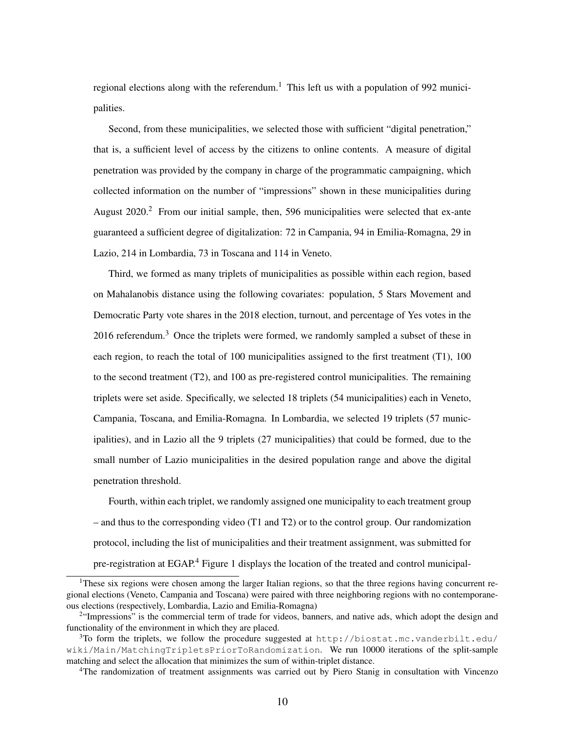regional elections along with the referendum.[1] This left us with a population of 992 municipalities.

Second, from these municipalities, we selected those with sufficient "digital penetration," that is, a sufficient level of access by the citizens to online contents. A measure of digital penetration was provided by the company in charge of the programmatic campaigning, which collected information on the number of "impressions" shown in these municipalities during August 2020.[2] From our initial sample, then, 596 municipalities were selected that ex-ante guaranteed a sufficient degree of digitalization: 72 in Campania, 94 in Emilia-Romagna, 29 in Lazio, 214 in Lombardia, 73 in Toscana and 114 in Veneto.

Third, we formed as many triplets of municipalities as possible within each region, based on Mahalanobis distance using the following covariates: population, 5 Stars Movement and Democratic Party vote shares in the 2018 election, turnout, and percentage of Yes votes in the 2016 referendum.[3] Once the triplets were formed, we randomly sampled a subset of these in each region, to reach the total of 100 municipalities assigned to the first treatment (T1), 100 to the second treatment (T2), and 100 as pre-registered control municipalities. The remaining triplets were set aside. Specifically, we selected 18 triplets (54 municipalities) each in Veneto, Campania, Toscana, and Emilia-Romagna. In Lombardia, we selected 19 triplets (57 municipalities), and in Lazio all the 9 triplets (27 municipalities) that could be formed, due to the small number of Lazio municipalities in the desired population range and above the digital penetration threshold.

Fourth, within each triplet, we randomly assigned one municipality to each treatment group – and thus to the corresponding video (T1 and T2) or to the control group. Our randomization protocol, including the list of municipalities and their treatment assignment, was submitted for pre-registration at EGAP.[4] Figure 1 displays the location of the treated and control municipal-

---

[1] These six regions were chosen among the larger Italian regions, so that the three regions having concurrent regional elections (Veneto, Campania and Toscana) were paired with three neighboring regions with no contemporaneous elections (respectively, Lombardia, Lazio and Emilia-Romagna)

[2] "Impressions" is the commercial term of trade for videos, banners, and native ads, which adopt the design and functionality of the environment in which they are placed.

[3] To form the triplets, we follow the procedure suggested at `http://biostat.mc.vanderbilt.edu/wiki/Main/MatchingTripletsPriorToRandomization`. We run 10000 iterations of the split-sample matching and select the allocation that minimizes the sum of within-triplet distance.

[4] The randomization of treatment assignments was carried out by Piero Stanig in consultation with Vincenzo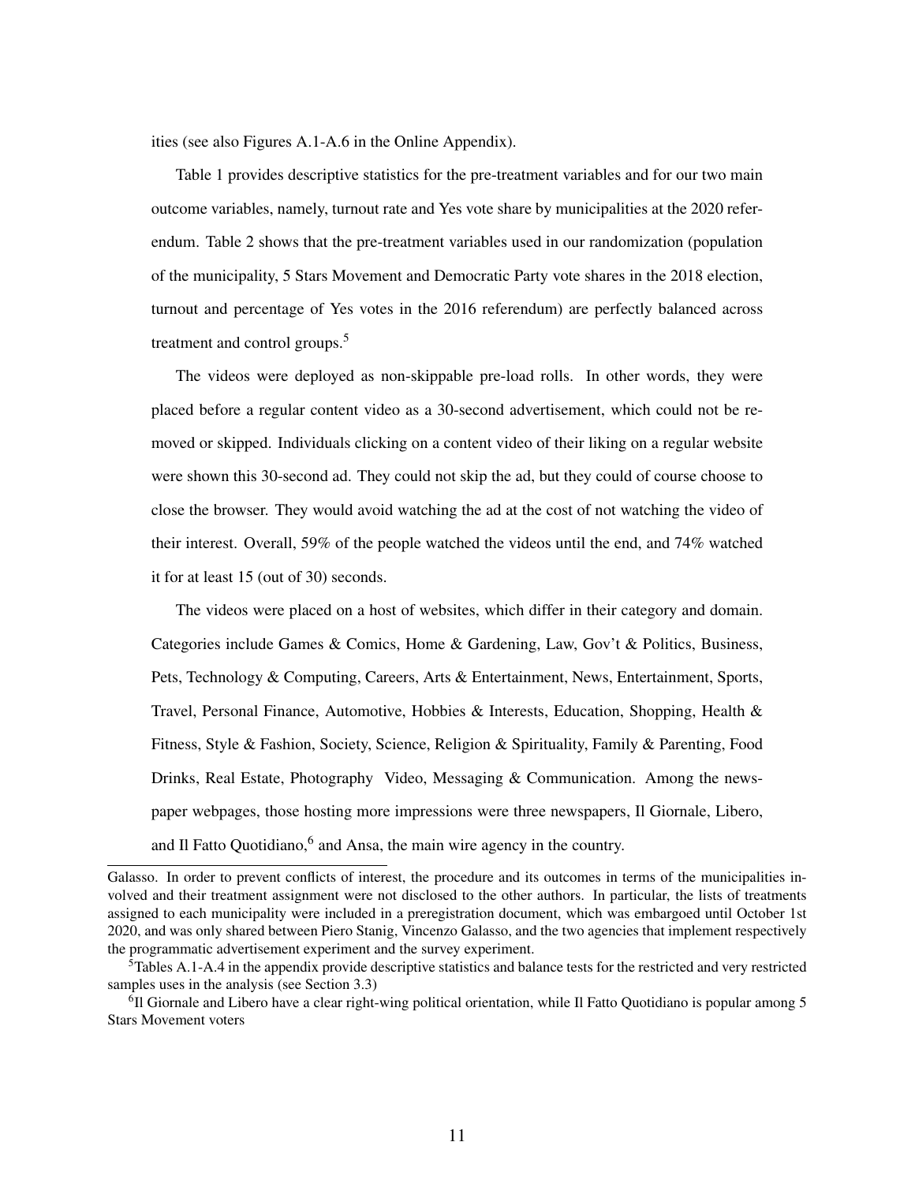ities (see also Figures A.1-A.6 in the Online Appendix).

Table 1 provides descriptive statistics for the pre-treatment variables and for our two main outcome variables, namely, turnout rate and Yes vote share by municipalities at the 2020 referendum. Table 2 shows that the pre-treatment variables used in our randomization (population of the municipality, 5 Stars Movement and Democratic Party vote shares in the 2018 election, turnout and percentage of Yes votes in the 2016 referendum) are perfectly balanced across treatment and control groups.[5]

The videos were deployed as non-skippable pre-load rolls. In other words, they were placed before a regular content video as a 30-second advertisement, which could not be removed or skipped. Individuals clicking on a content video of their liking on a regular website were shown this 30-second ad. They could not skip the ad, but they could of course choose to close the browser. They would avoid watching the ad at the cost of not watching the video of their interest. Overall, 59% of the people watched the videos until the end, and 74% watched it for at least 15 (out of 30) seconds.

The videos were placed on a host of websites, which differ in their category and domain. Categories include Games & Comics, Home & Gardening, Law, Gov't & Politics, Business, Pets, Technology & Computing, Careers, Arts & Entertainment, News, Entertainment, Sports, Travel, Personal Finance, Automotive, Hobbies & Interests, Education, Shopping, Health & Fitness, Style & Fashion, Society, Science, Religion & Spirituality, Family & Parenting, Food Drinks, Real Estate, Photography Video, Messaging & Communication. Among the newspaper webpages, those hosting more impressions were three newspapers, Il Giornale, Libero, and Il Fatto Quotidiano,[6] and Ansa, the main wire agency in the country.

---

Galasso. In order to prevent conflicts of interest, the procedure and its outcomes in terms of the municipalities involved and their treatment assignment were not disclosed to the other authors. In particular, the lists of treatments assigned to each municipality were included in a preregistration document, which was embargoed until October 1st 2020, and was only shared between Piero Stanig, Vincenzo Galasso, and the two agencies that implement respectively the programmatic advertisement experiment and the survey experiment.

[5] Tables A.1-A.4 in the appendix provide descriptive statistics and balance tests for the restricted and very restricted samples uses in the analysis (see Section 3.3)

[6] Il Giornale and Libero have a clear right-wing political orientation, while Il Fatto Quotidiano is popular among 5 Stars Movement voters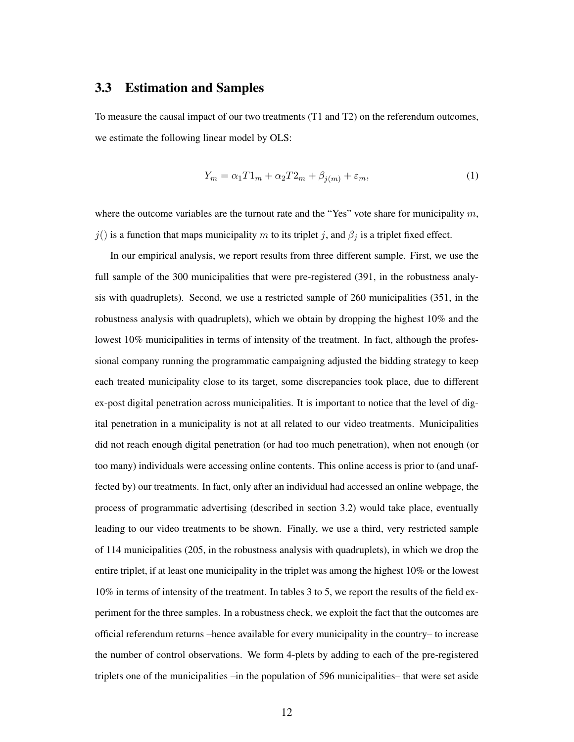### 3.3 Estimation and Samples

To measure the causal impact of our two treatments (T1 and T2) on the referendum outcomes, we estimate the following linear model by OLS:

$$Y_m = \alpha_1 T1_m + \alpha_2 T2_m + \beta_{j(m)} + \varepsilon_m, \tag{1}$$

where the outcome variables are the turnout rate and the "Yes" vote share for municipality $m$, $j()$ is a function that maps municipality $m$ to its triplet $j$, and $\beta_j$ is a triplet fixed effect.

In our empirical analysis, we report results from three different sample. First, we use the full sample of the 300 municipalities that were pre-registered (391, in the robustness analysis with quadruplets). Second, we use a restricted sample of 260 municipalities (351, in the robustness analysis with quadruplets), which we obtain by dropping the highest 10% and the lowest 10% municipalities in terms of intensity of the treatment. In fact, although the professional company running the programmatic campaigning adjusted the bidding strategy to keep each treated municipality close to its target, some discrepancies took place, due to different ex-post digital penetration across municipalities. It is important to notice that the level of digital penetration in a municipality is not at all related to our video treatments. Municipalities did not reach enough digital penetration (or had too much penetration), when not enough (or too many) individuals were accessing online contents. This online access is prior to (and unaffected by) our treatments. In fact, only after an individual had accessed an online webpage, the process of programmatic advertising (described in section 3.2) would take place, eventually leading to our video treatments to be shown. Finally, we use a third, very restricted sample of 114 municipalities (205, in the robustness analysis with quadruplets), in which we drop the entire triplet, if at least one municipality in the triplet was among the highest 10% or the lowest 10% in terms of intensity of the treatment. In tables 3 to 5, we report the results of the field experiment for the three samples. In a robustness check, we exploit the fact that the outcomes are official referendum returns –hence available for every municipality in the country– to increase the number of control observations. We form 4-plets by adding to each of the pre-registered triplets one of the municipalities –in the population of 596 municipalities– that were set aside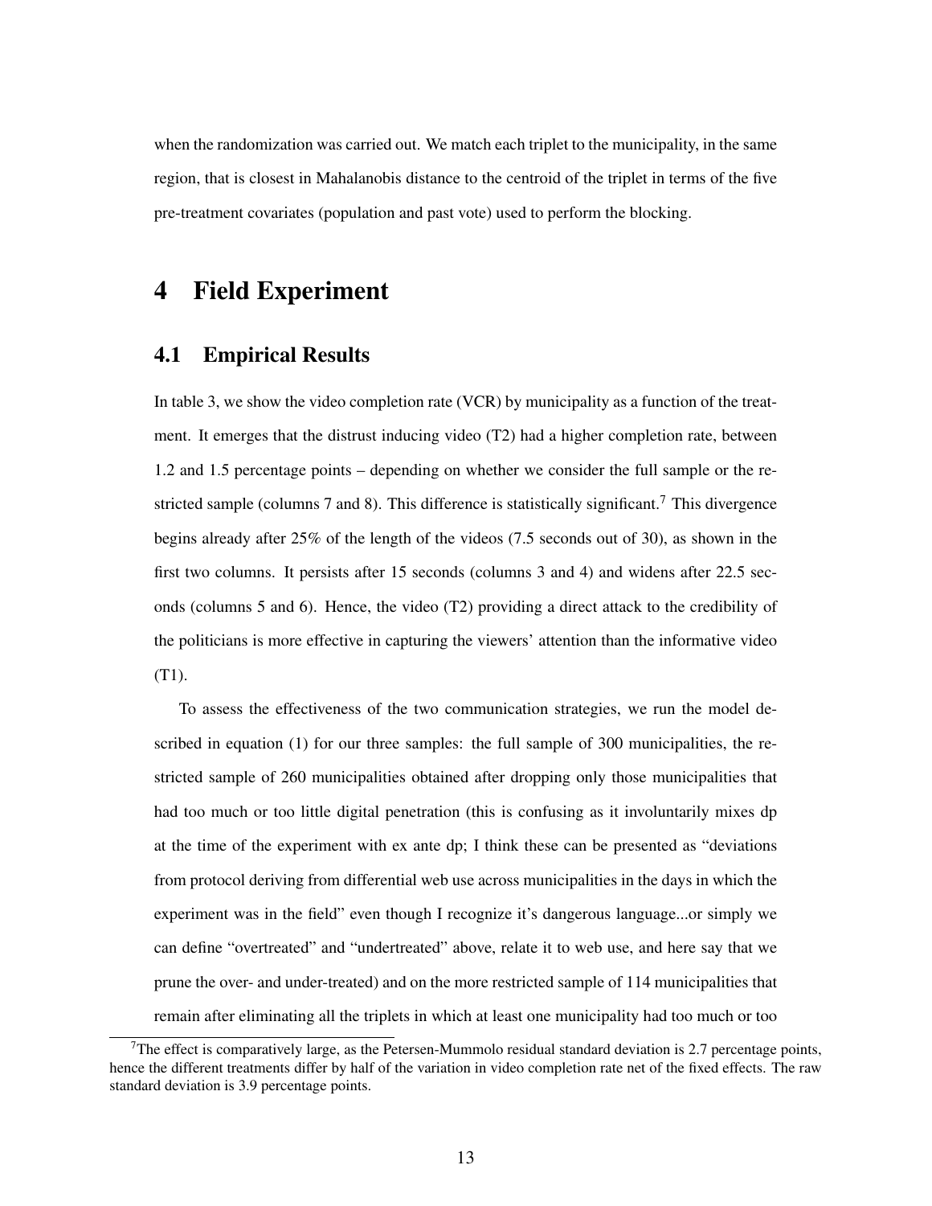when the randomization was carried out. We match each triplet to the municipality, in the same region, that is closest in Mahalanobis distance to the centroid of the triplet in terms of the five pre-treatment covariates (population and past vote) used to perform the blocking.

# 4 Field Experiment

## 4.1 Empirical Results

In table 3, we show the video completion rate (VCR) by municipality as a function of the treatment. It emerges that the distrust inducing video (T2) had a higher completion rate, between 1.2 and 1.5 percentage points – depending on whether we consider the full sample or the restricted sample (columns 7 and 8). This difference is statistically significant.[7] This divergence begins already after 25% of the length of the videos (7.5 seconds out of 30), as shown in the first two columns. It persists after 15 seconds (columns 3 and 4) and widens after 22.5 seconds (columns 5 and 6). Hence, the video (T2) providing a direct attack to the credibility of the politicians is more effective in capturing the viewers' attention than the informative video (T1).

To assess the effectiveness of the two communication strategies, we run the model described in equation (1) for our three samples: the full sample of 300 municipalities, the restricted sample of 260 municipalities obtained after dropping only those municipalities that had too much or too little digital penetration (this is confusing as it involuntarily mixes dp at the time of the experiment with ex ante dp; I think these can be presented as "deviations from protocol deriving from differential web use across municipalities in the days in which the experiment was in the field" even though I recognize it's dangerous language...or simply we can define "overtreated" and "undertreated" above, relate it to web use, and here say that we prune the over- and under-treated) and on the more restricted sample of 114 municipalities that remain after eliminating all the triplets in which at least one municipality had too much or too

[7] The effect is comparatively large, as the Petersen-Mummolo residual standard deviation is 2.7 percentage points, hence the different treatments differ by half of the variation in video completion rate net of the fixed effects. The raw standard deviation is 3.9 percentage points.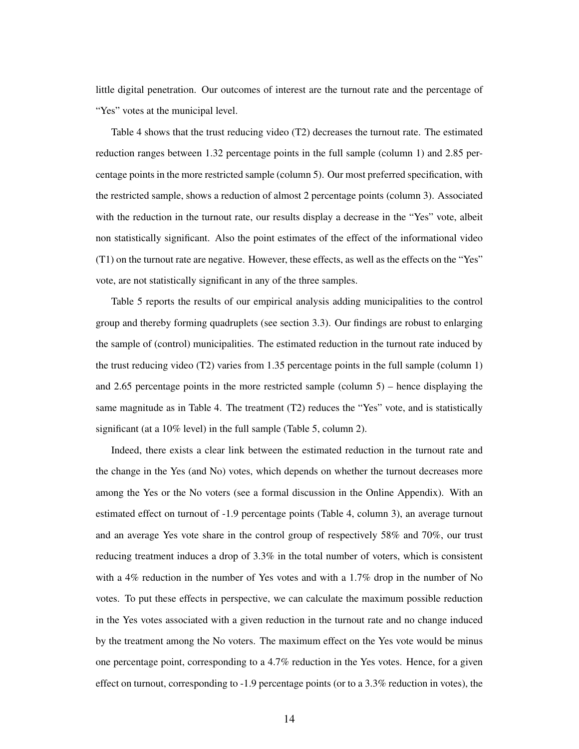little digital penetration. Our outcomes of interest are the turnout rate and the percentage of "Yes" votes at the municipal level.

Table 4 shows that the trust reducing video (T2) decreases the turnout rate. The estimated reduction ranges between 1.32 percentage points in the full sample (column 1) and 2.85 percentage points in the more restricted sample (column 5). Our most preferred specification, with the restricted sample, shows a reduction of almost 2 percentage points (column 3). Associated with the reduction in the turnout rate, our results display a decrease in the "Yes" vote, albeit non statistically significant. Also the point estimates of the effect of the informational video (T1) on the turnout rate are negative. However, these effects, as well as the effects on the "Yes" vote, are not statistically significant in any of the three samples.

Table 5 reports the results of our empirical analysis adding municipalities to the control group and thereby forming quadruplets (see section 3.3). Our findings are robust to enlarging the sample of (control) municipalities. The estimated reduction in the turnout rate induced by the trust reducing video (T2) varies from 1.35 percentage points in the full sample (column 1) and 2.65 percentage points in the more restricted sample (column 5) – hence displaying the same magnitude as in Table 4. The treatment (T2) reduces the "Yes" vote, and is statistically significant (at a 10% level) in the full sample (Table 5, column 2).

Indeed, there exists a clear link between the estimated reduction in the turnout rate and the change in the Yes (and No) votes, which depends on whether the turnout decreases more among the Yes or the No voters (see a formal discussion in the Online Appendix). With an estimated effect on turnout of -1.9 percentage points (Table 4, column 3), an average turnout and an average Yes vote share in the control group of respectively 58% and 70%, our trust reducing treatment induces a drop of 3.3% in the total number of voters, which is consistent with a 4% reduction in the number of Yes votes and with a 1.7% drop in the number of No votes. To put these effects in perspective, we can calculate the maximum possible reduction in the Yes votes associated with a given reduction in the turnout rate and no change induced by the treatment among the No voters. The maximum effect on the Yes vote would be minus one percentage point, corresponding to a 4.7% reduction in the Yes votes. Hence, for a given effect on turnout, corresponding to -1.9 percentage points (or to a 3.3% reduction in votes), the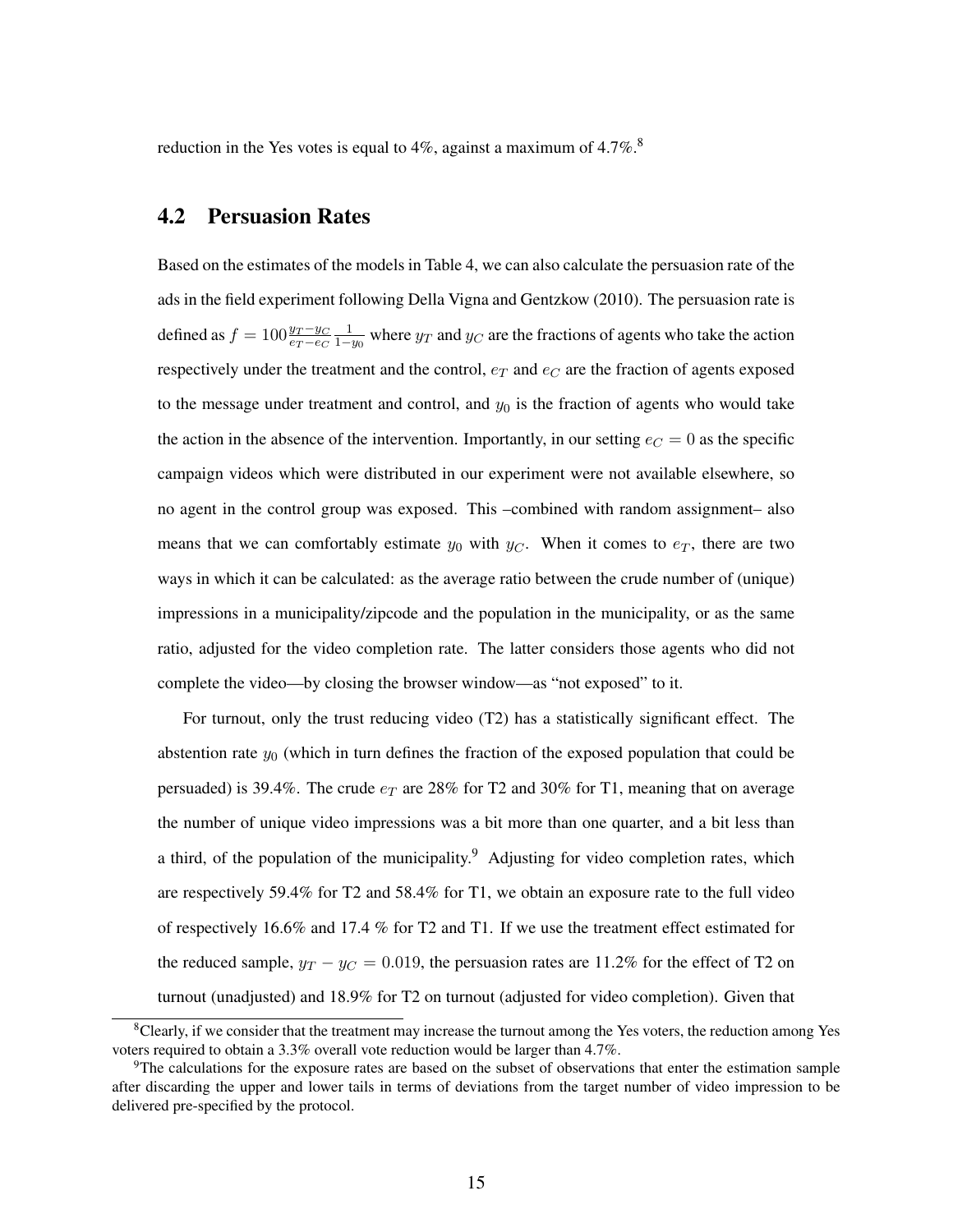reduction in the Yes votes is equal to 4%, against a maximum of 4.7%.[8]

## 4.2 Persuasion Rates

Based on the estimates of the models in Table 4, we can also calculate the persuasion rate of the ads in the field experiment following Della Vigna and Gentzkow (2010). The persuasion rate is defined as $f = 100\frac{y_T - y_C}{e_T - e_C}\frac{1}{1-y_0}$ where $y_T$ and $y_C$ are the fractions of agents who take the action respectively under the treatment and the control, $e_T$ and $e_C$ are the fraction of agents exposed to the message under treatment and control, and $y_0$ is the fraction of agents who would take the action in the absence of the intervention. Importantly, in our setting $e_C = 0$ as the specific campaign videos which were distributed in our experiment were not available elsewhere, so no agent in the control group was exposed. This –combined with random assignment– also means that we can comfortably estimate $y_0$ with $y_C$. When it comes to $e_T$, there are two ways in which it can be calculated: as the average ratio between the crude number of (unique) impressions in a municipality/zipcode and the population in the municipality, or as the same ratio, adjusted for the video completion rate. The latter considers those agents who did not complete the video—by closing the browser window—as "not exposed" to it.

For turnout, only the trust reducing video (T2) has a statistically significant effect. The abstention rate $y_0$ (which in turn defines the fraction of the exposed population that could be persuaded) is 39.4%. The crude $e_T$ are 28% for T2 and 30% for T1, meaning that on average the number of unique video impressions was a bit more than one quarter, and a bit less than a third, of the population of the municipality.[9] Adjusting for video completion rates, which are respectively 59.4% for T2 and 58.4% for T1, we obtain an exposure rate to the full video of respectively 16.6% and 17.4 % for T2 and T1. If we use the treatment effect estimated for the reduced sample, $y_T - y_C = 0.019$, the persuasion rates are 11.2% for the effect of T2 on turnout (unadjusted) and 18.9% for T2 on turnout (adjusted for video completion). Given that

[8] Clearly, if we consider that the treatment may increase the turnout among the Yes voters, the reduction among Yes voters required to obtain a 3.3% overall vote reduction would be larger than 4.7%.

[9] The calculations for the exposure rates are based on the subset of observations that enter the estimation sample after discarding the upper and lower tails in terms of deviations from the target number of video impression to be delivered pre-specified by the protocol.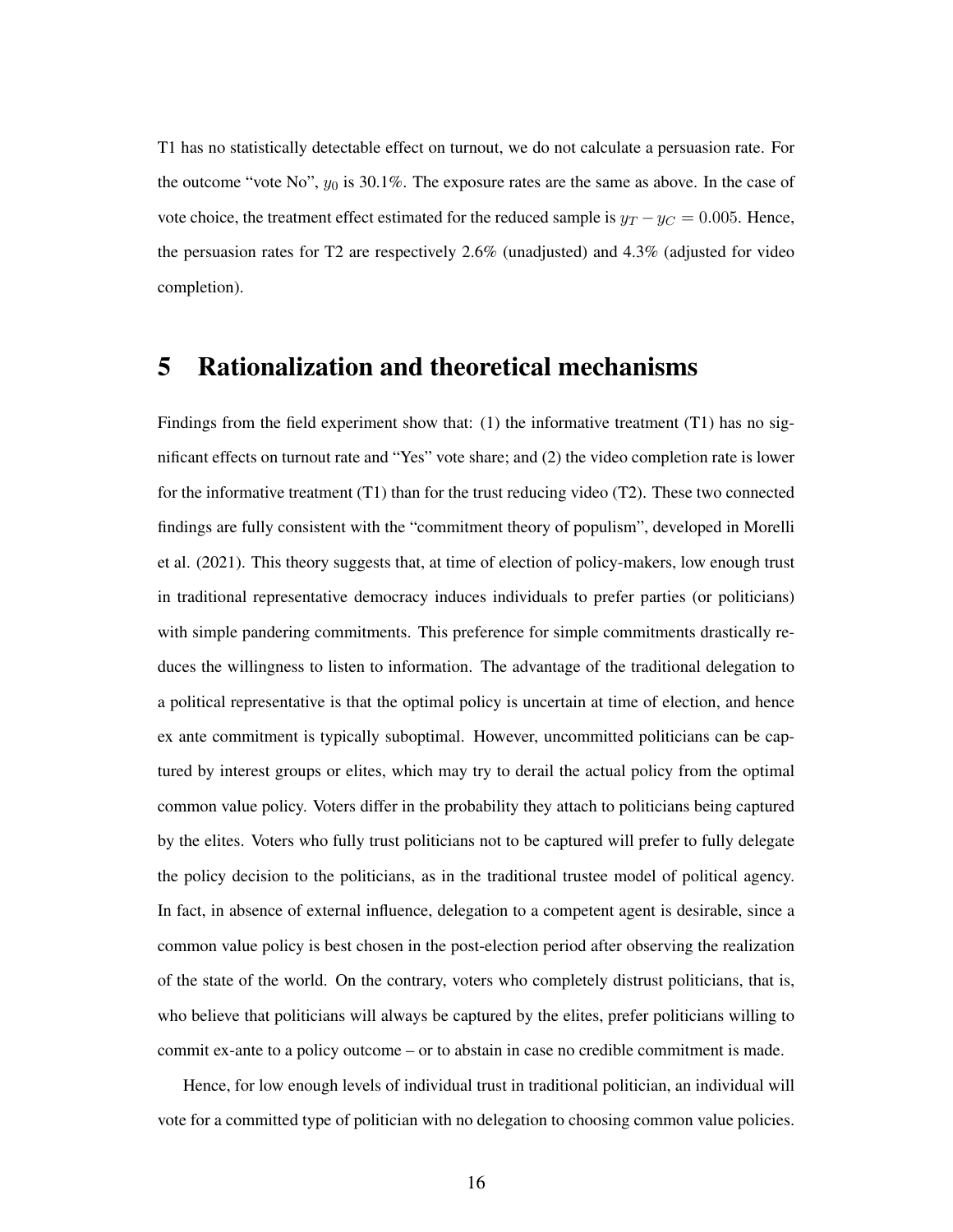T1 has no statistically detectable effect on turnout, we do not calculate a persuasion rate. For the outcome "vote No", $y_0$ is 30.1%. The exposure rates are the same as above. In the case of vote choice, the treatment effect estimated for the reduced sample is $y_T - y_C = 0.005$. Hence, the persuasion rates for T2 are respectively 2.6% (unadjusted) and 4.3% (adjusted for video completion).

# 5 Rationalization and theoretical mechanisms

Findings from the field experiment show that: (1) the informative treatment (T1) has no significant effects on turnout rate and "Yes" vote share; and (2) the video completion rate is lower for the informative treatment (T1) than for the trust reducing video (T2). These two connected findings are fully consistent with the "commitment theory of populism", developed in Morelli et al. (2021). This theory suggests that, at time of election of policy-makers, low enough trust in traditional representative democracy induces individuals to prefer parties (or politicians) with simple pandering commitments. This preference for simple commitments drastically reduces the willingness to listen to information. The advantage of the traditional delegation to a political representative is that the optimal policy is uncertain at time of election, and hence ex ante commitment is typically suboptimal. However, uncommitted politicians can be captured by interest groups or elites, which may try to derail the actual policy from the optimal common value policy. Voters differ in the probability they attach to politicians being captured by the elites. Voters who fully trust politicians not to be captured will prefer to fully delegate the policy decision to the politicians, as in the traditional trustee model of political agency. In fact, in absence of external influence, delegation to a competent agent is desirable, since a common value policy is best chosen in the post-election period after observing the realization of the state of the world. On the contrary, voters who completely distrust politicians, that is, who believe that politicians will always be captured by the elites, prefer politicians willing to commit ex-ante to a policy outcome – or to abstain in case no credible commitment is made.

Hence, for low enough levels of individual trust in traditional politician, an individual will vote for a committed type of politician with no delegation to choosing common value policies.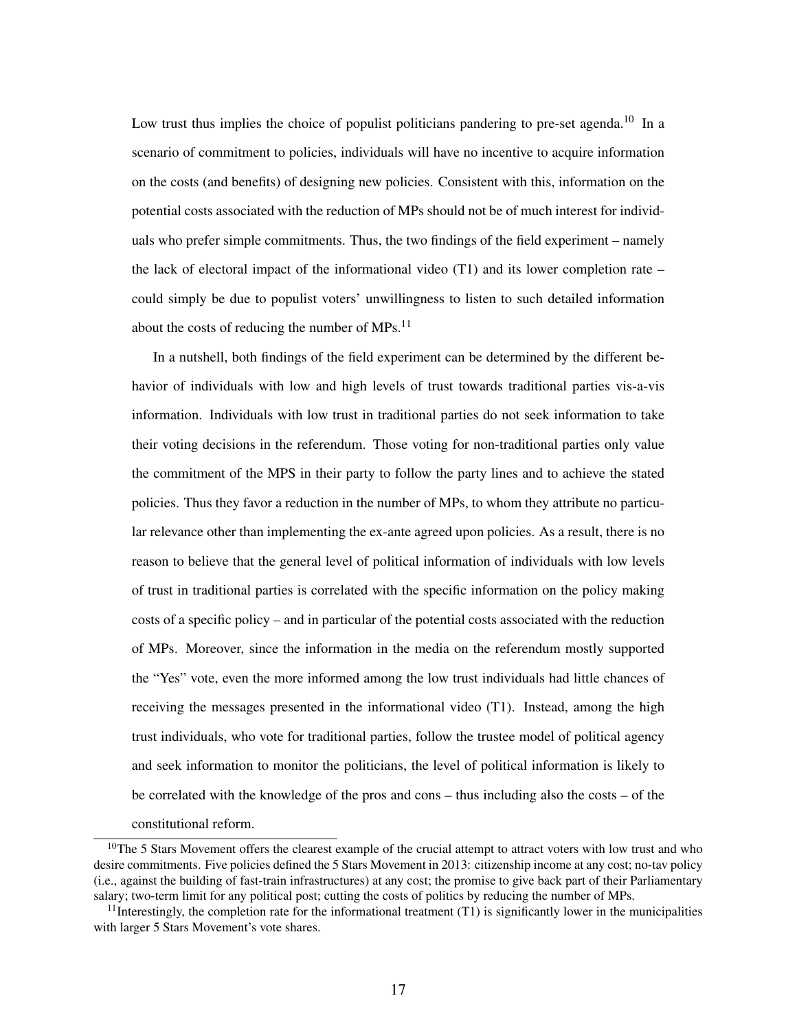Low trust thus implies the choice of populist politicians pandering to pre-set agenda.[10] In a scenario of commitment to policies, individuals will have no incentive to acquire information on the costs (and benefits) of designing new policies. Consistent with this, information on the potential costs associated with the reduction of MPs should not be of much interest for individuals who prefer simple commitments. Thus, the two findings of the field experiment – namely the lack of electoral impact of the informational video (T1) and its lower completion rate – could simply be due to populist voters' unwillingness to listen to such detailed information about the costs of reducing the number of MPs.[11]

In a nutshell, both findings of the field experiment can be determined by the different behavior of individuals with low and high levels of trust towards traditional parties vis-a-vis information. Individuals with low trust in traditional parties do not seek information to take their voting decisions in the referendum. Those voting for non-traditional parties only value the commitment of the MPS in their party to follow the party lines and to achieve the stated policies. Thus they favor a reduction in the number of MPs, to whom they attribute no particular relevance other than implementing the ex-ante agreed upon policies. As a result, there is no reason to believe that the general level of political information of individuals with low levels of trust in traditional parties is correlated with the specific information on the policy making costs of a specific policy – and in particular of the potential costs associated with the reduction of MPs. Moreover, since the information in the media on the referendum mostly supported the "Yes" vote, even the more informed among the low trust individuals had little chances of receiving the messages presented in the informational video (T1). Instead, among the high trust individuals, who vote for traditional parties, follow the trustee model of political agency and seek information to monitor the politicians, the level of political information is likely to be correlated with the knowledge of the pros and cons – thus including also the costs – of the constitutional reform.

[10] The 5 Stars Movement offers the clearest example of the crucial attempt to attract voters with low trust and who desire commitments. Five policies defined the 5 Stars Movement in 2013: citizenship income at any cost; no-tav policy (i.e., against the building of fast-train infrastructures) at any cost; the promise to give back part of their Parliamentary salary; two-term limit for any political post; cutting the costs of politics by reducing the number of MPs.

[11] Interestingly, the completion rate for the informational treatment (T1) is significantly lower in the municipalities with larger 5 Stars Movement's vote shares.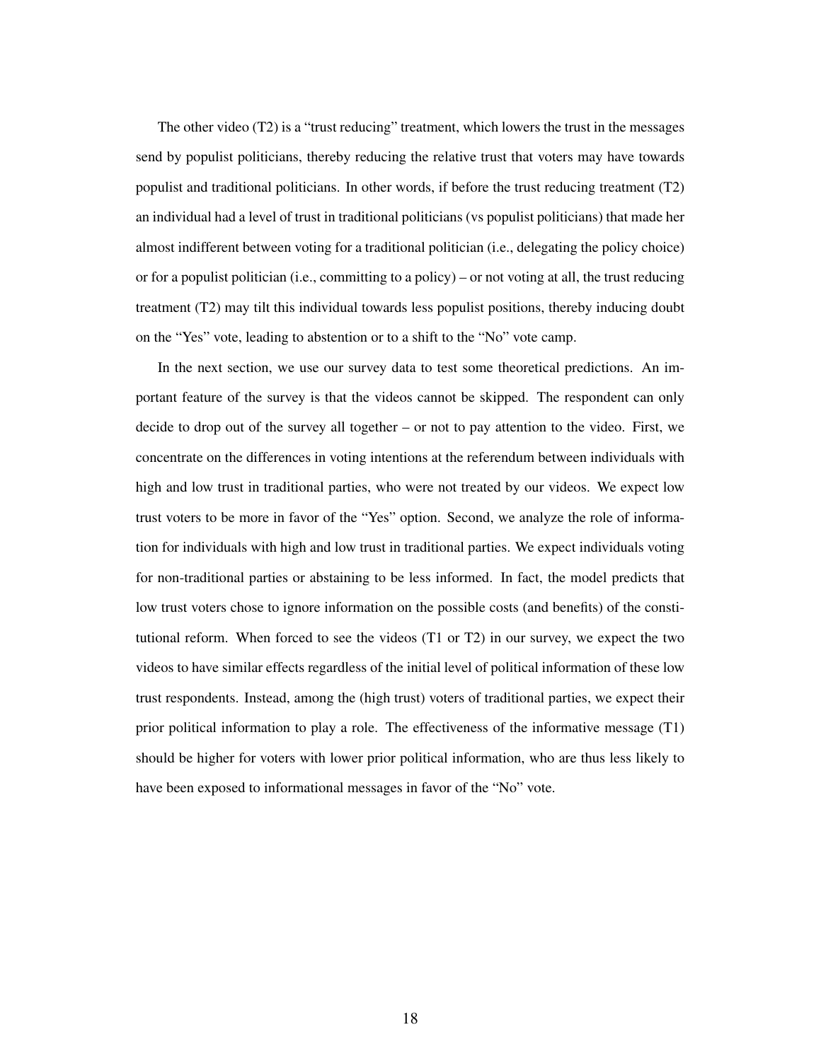The other video (T2) is a "trust reducing" treatment, which lowers the trust in the messages send by populist politicians, thereby reducing the relative trust that voters may have towards populist and traditional politicians. In other words, if before the trust reducing treatment (T2) an individual had a level of trust in traditional politicians (vs populist politicians) that made her almost indifferent between voting for a traditional politician (i.e., delegating the policy choice) or for a populist politician (i.e., committing to a policy) – or not voting at all, the trust reducing treatment (T2) may tilt this individual towards less populist positions, thereby inducing doubt on the "Yes" vote, leading to abstention or to a shift to the "No" vote camp.

In the next section, we use our survey data to test some theoretical predictions. An important feature of the survey is that the videos cannot be skipped. The respondent can only decide to drop out of the survey all together – or not to pay attention to the video. First, we concentrate on the differences in voting intentions at the referendum between individuals with high and low trust in traditional parties, who were not treated by our videos. We expect low trust voters to be more in favor of the "Yes" option. Second, we analyze the role of information for individuals with high and low trust in traditional parties. We expect individuals voting for non-traditional parties or abstaining to be less informed. In fact, the model predicts that low trust voters chose to ignore information on the possible costs (and benefits) of the constitutional reform. When forced to see the videos (T1 or T2) in our survey, we expect the two videos to have similar effects regardless of the initial level of political information of these low trust respondents. Instead, among the (high trust) voters of traditional parties, we expect their prior political information to play a role. The effectiveness of the informative message (T1) should be higher for voters with lower prior political information, who are thus less likely to have been exposed to informational messages in favor of the "No" vote.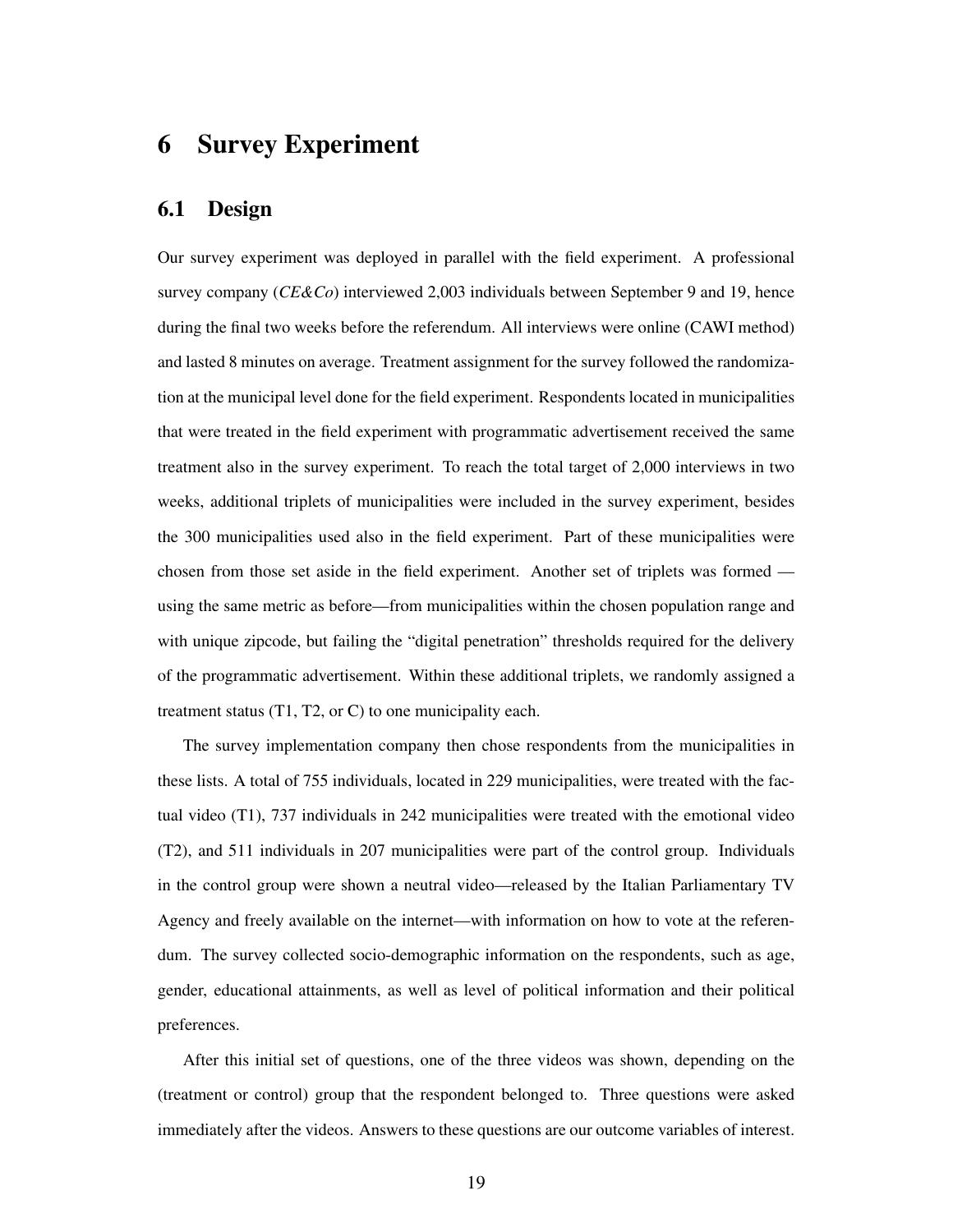# 6 Survey Experiment

## 6.1 Design

Our survey experiment was deployed in parallel with the field experiment. A professional survey company (*CE&Co*) interviewed 2,003 individuals between September 9 and 19, hence during the final two weeks before the referendum. All interviews were online (CAWI method) and lasted 8 minutes on average. Treatment assignment for the survey followed the randomization at the municipal level done for the field experiment. Respondents located in municipalities that were treated in the field experiment with programmatic advertisement received the same treatment also in the survey experiment. To reach the total target of 2,000 interviews in two weeks, additional triplets of municipalities were included in the survey experiment, besides the 300 municipalities used also in the field experiment. Part of these municipalities were chosen from those set aside in the field experiment. Another set of triplets was formed — using the same metric as before—from municipalities within the chosen population range and with unique zipcode, but failing the "digital penetration" thresholds required for the delivery of the programmatic advertisement. Within these additional triplets, we randomly assigned a treatment status (T1, T2, or C) to one municipality each.

The survey implementation company then chose respondents from the municipalities in these lists. A total of 755 individuals, located in 229 municipalities, were treated with the factual video (T1), 737 individuals in 242 municipalities were treated with the emotional video (T2), and 511 individuals in 207 municipalities were part of the control group. Individuals in the control group were shown a neutral video—released by the Italian Parliamentary TV Agency and freely available on the internet—with information on how to vote at the referendum. The survey collected socio-demographic information on the respondents, such as age, gender, educational attainments, as well as level of political information and their political preferences.

After this initial set of questions, one of the three videos was shown, depending on the (treatment or control) group that the respondent belonged to. Three questions were asked immediately after the videos. Answers to these questions are our outcome variables of interest.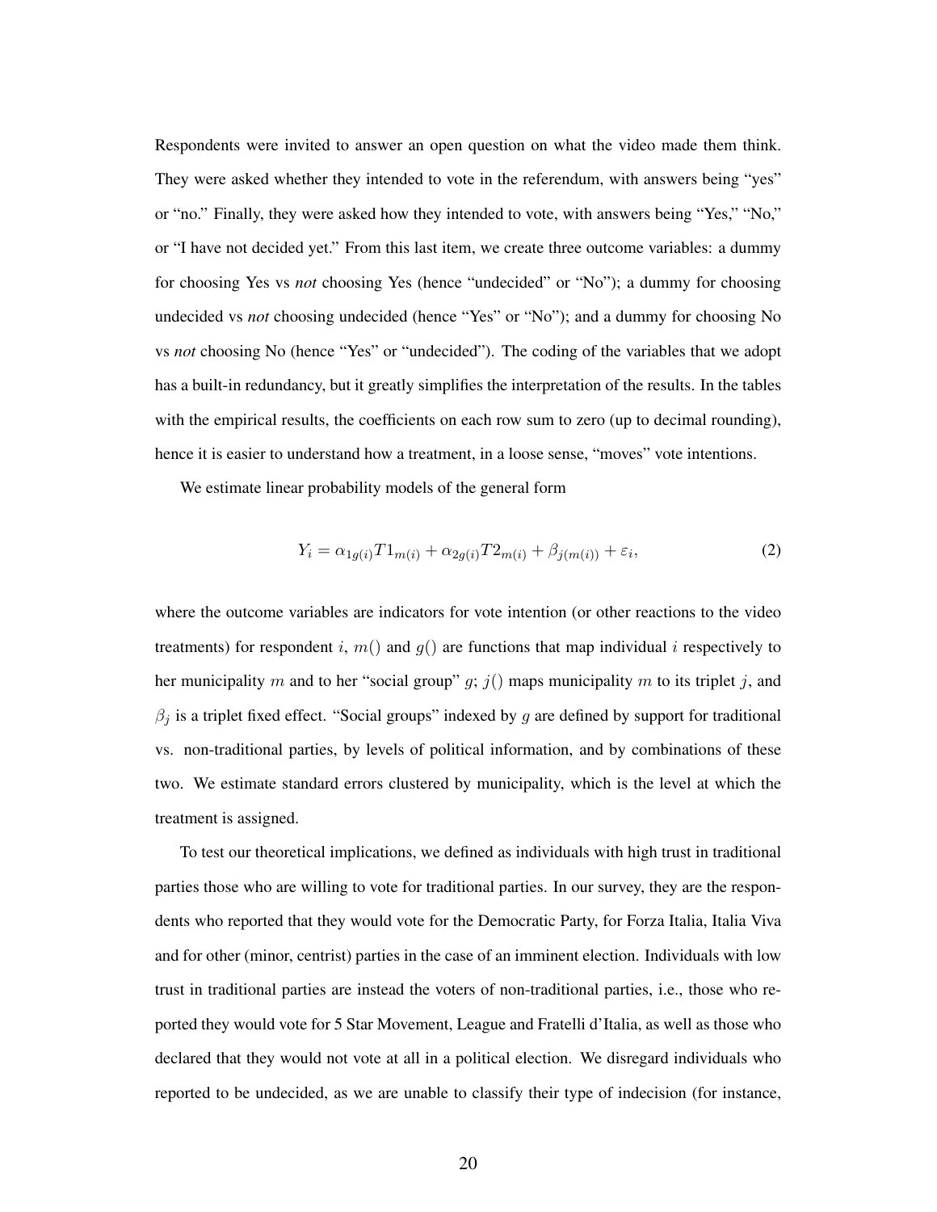Respondents were invited to answer an open question on what the video made them think. They were asked whether they intended to vote in the referendum, with answers being "yes" or "no." Finally, they were asked how they intended to vote, with answers being "Yes," "No," or "I have not decided yet." From this last item, we create three outcome variables: a dummy for choosing Yes vs *not* choosing Yes (hence "undecided" or "No"); a dummy for choosing undecided vs *not* choosing undecided (hence "Yes" or "No"); and a dummy for choosing No vs *not* choosing No (hence "Yes" or "undecided"). The coding of the variables that we adopt has a built-in redundancy, but it greatly simplifies the interpretation of the results. In the tables with the empirical results, the coefficients on each row sum to zero (up to decimal rounding), hence it is easier to understand how a treatment, in a loose sense, "moves" vote intentions.

We estimate linear probability models of the general form

$$Y_i = \alpha_{1g(i)} T1_{m(i)} + \alpha_{2g(i)} T2_{m(i)} + \beta_{j(m(i))} + \varepsilon_i, \tag{2}$$

where the outcome variables are indicators for vote intention (or other reactions to the video treatments) for respondent $i$, $m()$ and $g()$ are functions that map individual $i$ respectively to her municipality $m$ and to her "social group" $g$; $j()$ maps municipality $m$ to its triplet $j$, and $\beta_j$ is a triplet fixed effect. "Social groups" indexed by $g$ are defined by support for traditional vs. non-traditional parties, by levels of political information, and by combinations of these two. We estimate standard errors clustered by municipality, which is the level at which the treatment is assigned.

To test our theoretical implications, we defined as individuals with high trust in traditional parties those who are willing to vote for traditional parties. In our survey, they are the respondents who reported that they would vote for the Democratic Party, for Forza Italia, Italia Viva and for other (minor, centrist) parties in the case of an imminent election. Individuals with low trust in traditional parties are instead the voters of non-traditional parties, i.e., those who reported they would vote for 5 Star Movement, League and Fratelli d'Italia, as well as those who declared that they would not vote at all in a political election. We disregard individuals who reported to be undecided, as we are unable to classify their type of indecision (for instance,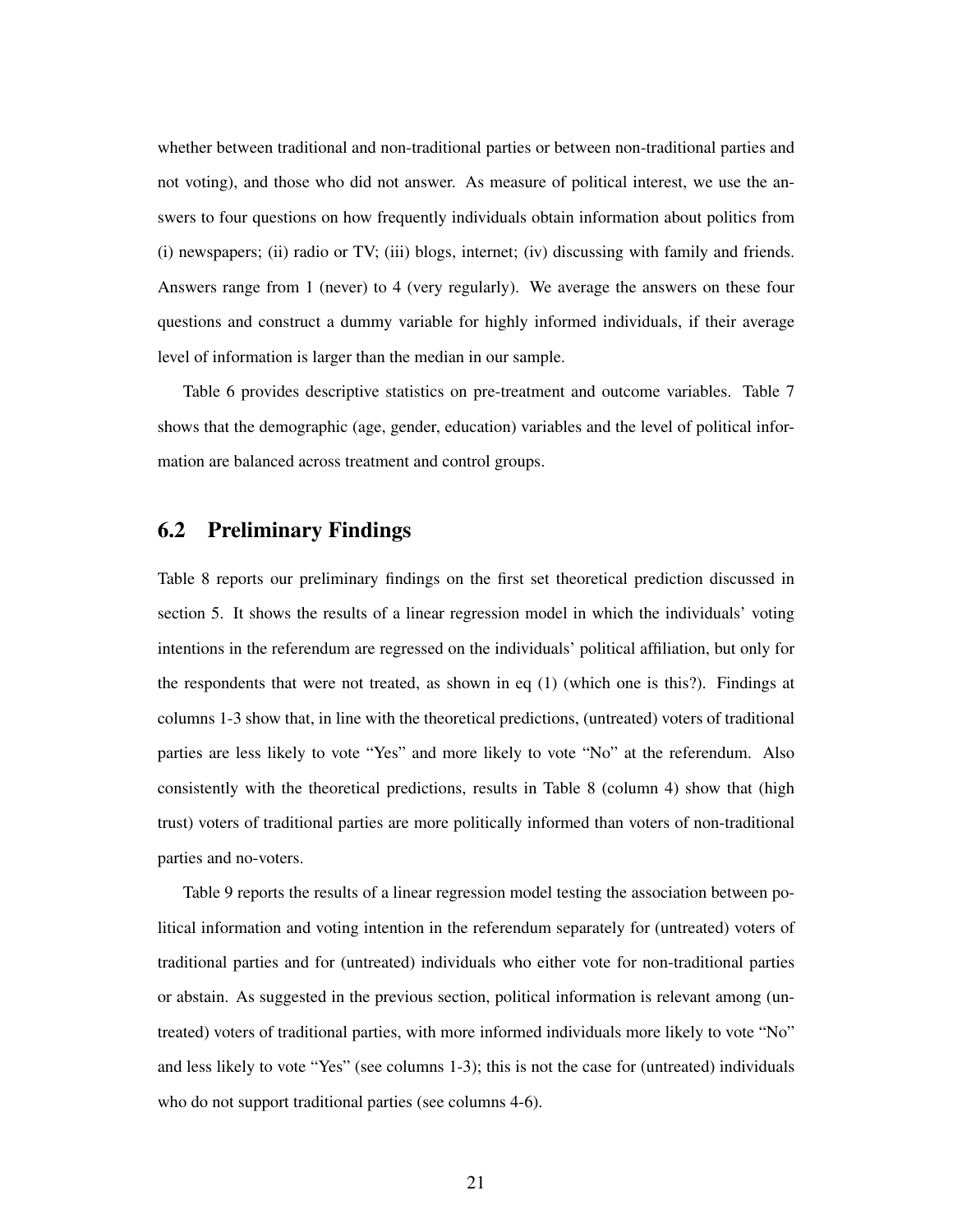whether between traditional and non-traditional parties or between non-traditional parties and not voting), and those who did not answer. As measure of political interest, we use the answers to four questions on how frequently individuals obtain information about politics from (i) newspapers; (ii) radio or TV; (iii) blogs, internet; (iv) discussing with family and friends. Answers range from 1 (never) to 4 (very regularly). We average the answers on these four questions and construct a dummy variable for highly informed individuals, if their average level of information is larger than the median in our sample.

Table 6 provides descriptive statistics on pre-treatment and outcome variables. Table 7 shows that the demographic (age, gender, education) variables and the level of political information are balanced across treatment and control groups.

## 6.2 Preliminary Findings

Table 8 reports our preliminary findings on the first set theoretical prediction discussed in section 5. It shows the results of a linear regression model in which the individuals' voting intentions in the referendum are regressed on the individuals' political affiliation, but only for the respondents that were not treated, as shown in eq (1) (which one is this?). Findings at columns 1-3 show that, in line with the theoretical predictions, (untreated) voters of traditional parties are less likely to vote "Yes" and more likely to vote "No" at the referendum. Also consistently with the theoretical predictions, results in Table 8 (column 4) show that (high trust) voters of traditional parties are more politically informed than voters of non-traditional parties and no-voters.

Table 9 reports the results of a linear regression model testing the association between political information and voting intention in the referendum separately for (untreated) voters of traditional parties and for (untreated) individuals who either vote for non-traditional parties or abstain. As suggested in the previous section, political information is relevant among (untreated) voters of traditional parties, with more informed individuals more likely to vote "No" and less likely to vote "Yes" (see columns 1-3); this is not the case for (untreated) individuals who do not support traditional parties (see columns 4-6).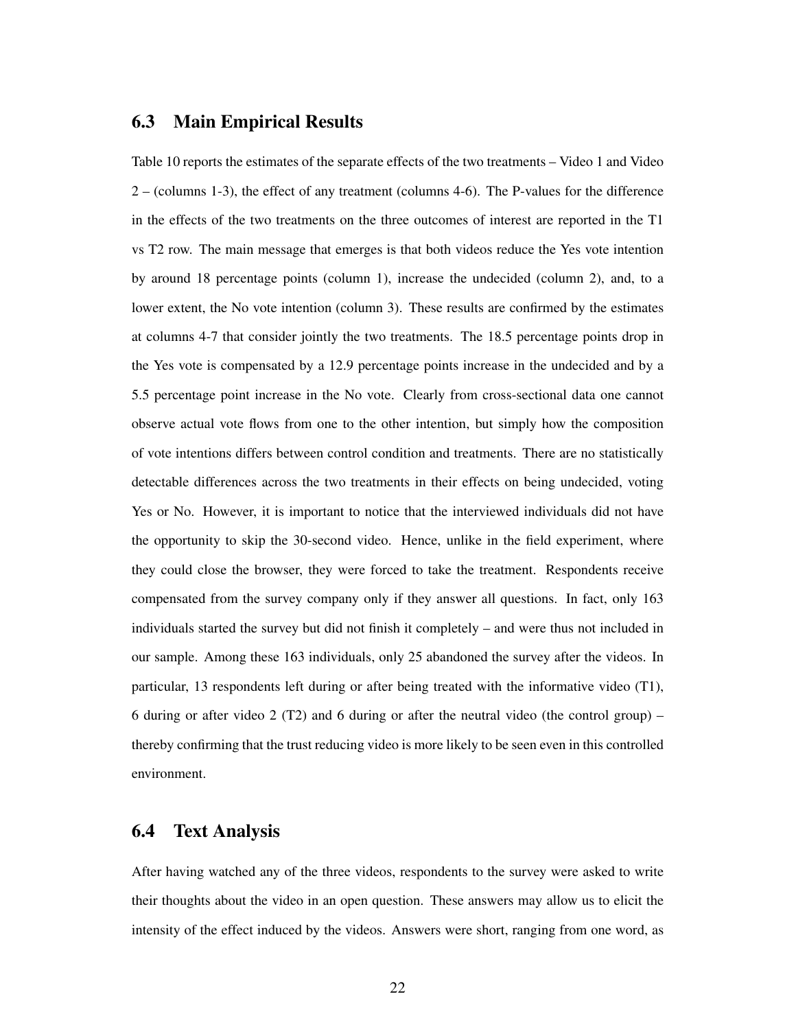## 6.3 Main Empirical Results

Table 10 reports the estimates of the separate effects of the two treatments – Video 1 and Video 2 – (columns 1-3), the effect of any treatment (columns 4-6). The P-values for the difference in the effects of the two treatments on the three outcomes of interest are reported in the T1 vs T2 row. The main message that emerges is that both videos reduce the Yes vote intention by around 18 percentage points (column 1), increase the undecided (column 2), and, to a lower extent, the No vote intention (column 3). These results are confirmed by the estimates at columns 4-7 that consider jointly the two treatments. The 18.5 percentage points drop in the Yes vote is compensated by a 12.9 percentage points increase in the undecided and by a 5.5 percentage point increase in the No vote. Clearly from cross-sectional data one cannot observe actual vote flows from one to the other intention, but simply how the composition of vote intentions differs between control condition and treatments. There are no statistically detectable differences across the two treatments in their effects on being undecided, voting Yes or No. However, it is important to notice that the interviewed individuals did not have the opportunity to skip the 30-second video. Hence, unlike in the field experiment, where they could close the browser, they were forced to take the treatment. Respondents receive compensated from the survey company only if they answer all questions. In fact, only 163 individuals started the survey but did not finish it completely – and were thus not included in our sample. Among these 163 individuals, only 25 abandoned the survey after the videos. In particular, 13 respondents left during or after being treated with the informative video (T1), 6 during or after video 2 (T2) and 6 during or after the neutral video (the control group) – thereby confirming that the trust reducing video is more likely to be seen even in this controlled environment.

## 6.4 Text Analysis

After having watched any of the three videos, respondents to the survey were asked to write their thoughts about the video in an open question. These answers may allow us to elicit the intensity of the effect induced by the videos. Answers were short, ranging from one word, as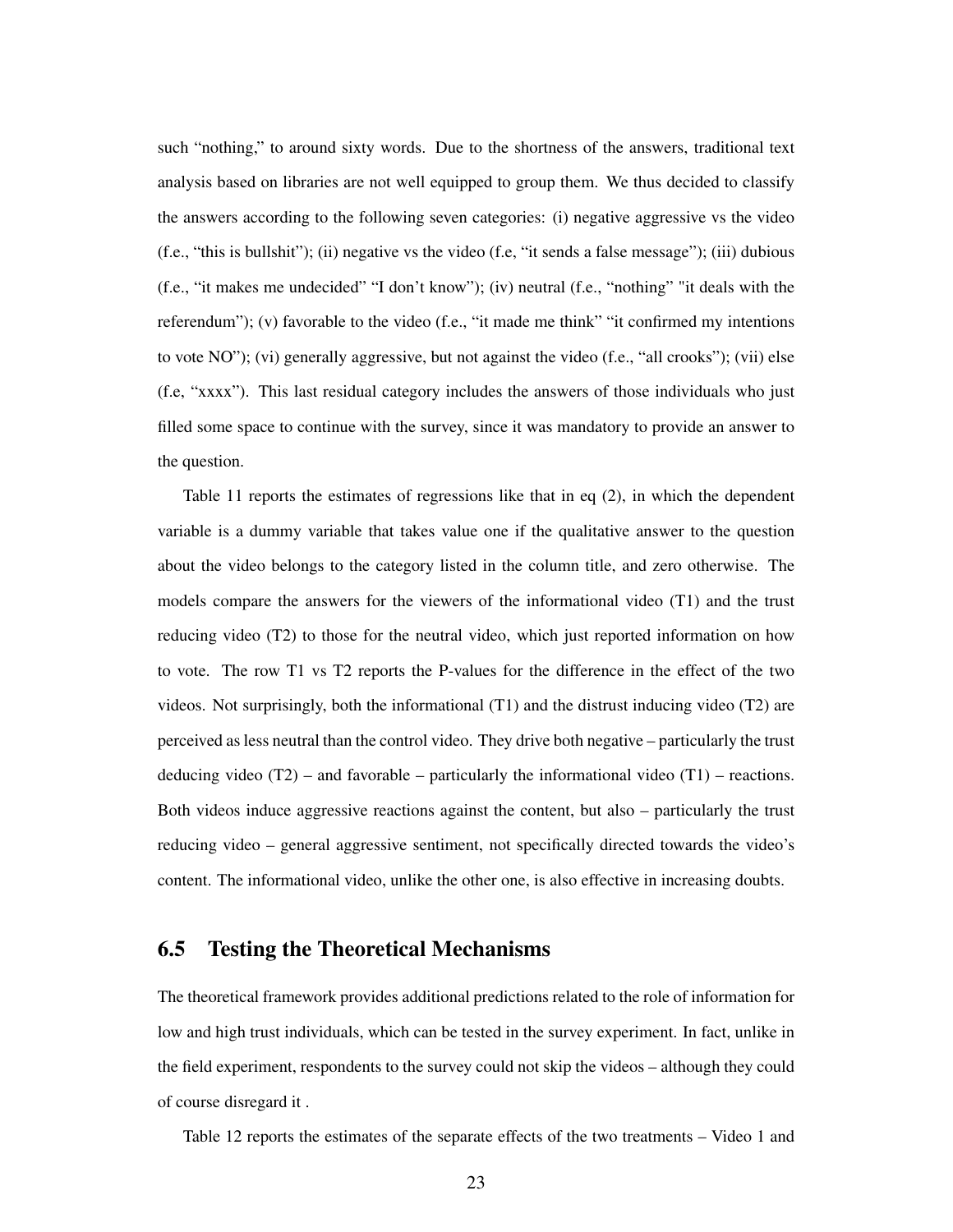such “nothing,” to around sixty words. Due to the shortness of the answers, traditional text analysis based on libraries are not well equipped to group them. We thus decided to classify the answers according to the following seven categories: (i) negative aggressive vs the video (f.e., “this is bullshit”); (ii) negative vs the video (f.e, “it sends a false message”); (iii) dubious (f.e., “it makes me undecided” “I don’t know”); (iv) neutral (f.e., “nothing” "it deals with the referendum"); (v) favorable to the video (f.e., “it made me think” “it confirmed my intentions to vote NO”); (vi) generally aggressive, but not against the video (f.e., “all crooks”); (vii) else (f.e, “xxxx”). This last residual category includes the answers of those individuals who just filled some space to continue with the survey, since it was mandatory to provide an answer to the question.

Table 11 reports the estimates of regressions like that in eq (2), in which the dependent variable is a dummy variable that takes value one if the qualitative answer to the question about the video belongs to the category listed in the column title, and zero otherwise. The models compare the answers for the viewers of the informational video (T1) and the trust reducing video (T2) to those for the neutral video, which just reported information on how to vote. The row T1 vs T2 reports the P-values for the difference in the effect of the two videos. Not surprisingly, both the informational (T1) and the distrust inducing video (T2) are perceived as less neutral than the control video. They drive both negative – particularly the trust deducing video (T2) – and favorable – particularly the informational video (T1) – reactions. Both videos induce aggressive reactions against the content, but also – particularly the trust reducing video – general aggressive sentiment, not specifically directed towards the video’s content. The informational video, unlike the other one, is also effective in increasing doubts.

## 6.5 Testing the Theoretical Mechanisms

The theoretical framework provides additional predictions related to the role of information for low and high trust individuals, which can be tested in the survey experiment. In fact, unlike in the field experiment, respondents to the survey could not skip the videos – although they could of course disregard it .

Table 12 reports the estimates of the separate effects of the two treatments – Video 1 and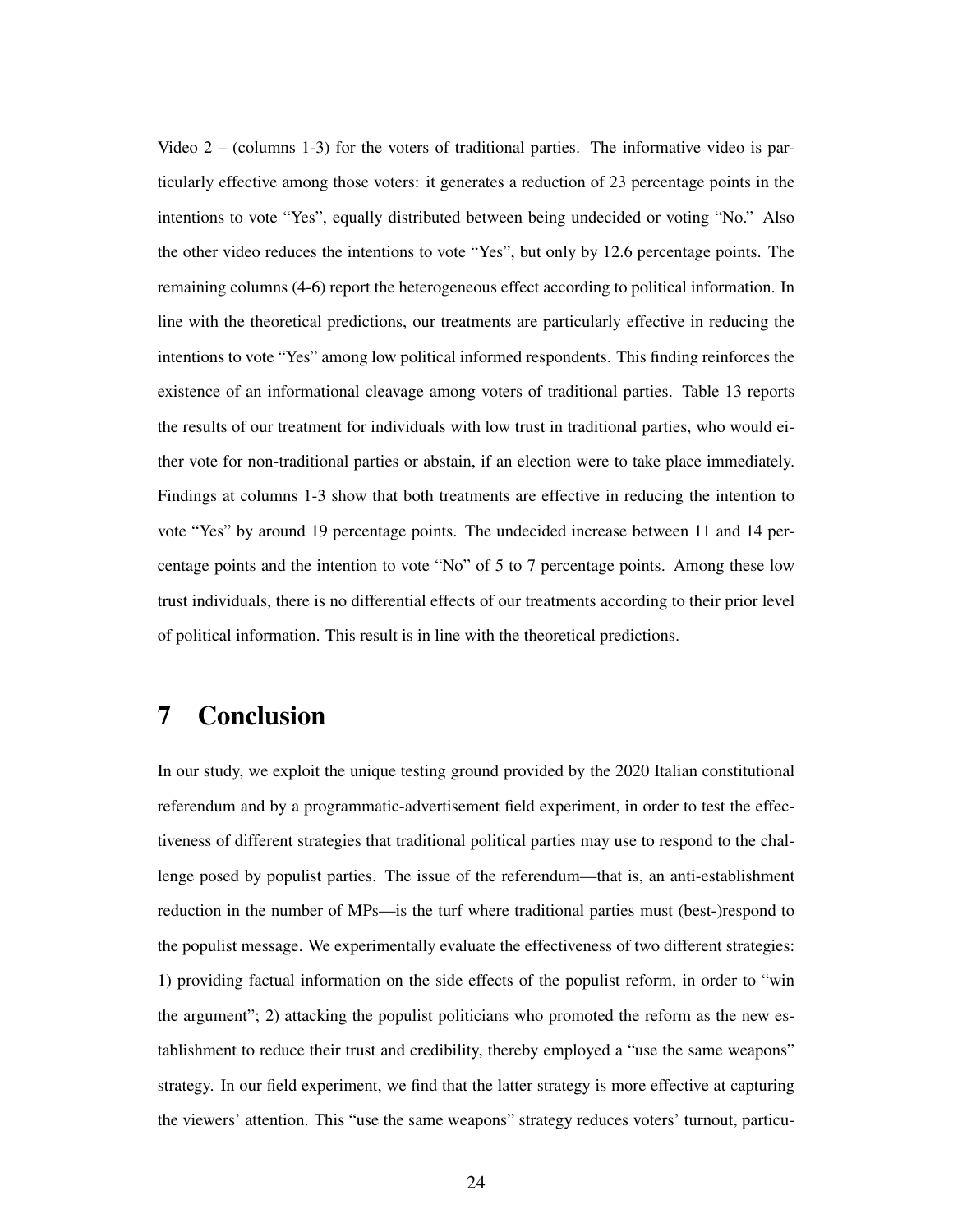Video 2 – (columns 1-3) for the voters of traditional parties. The informative video is particularly effective among those voters: it generates a reduction of 23 percentage points in the intentions to vote "Yes", equally distributed between being undecided or voting "No." Also the other video reduces the intentions to vote "Yes", but only by 12.6 percentage points. The remaining columns (4-6) report the heterogeneous effect according to political information. In line with the theoretical predictions, our treatments are particularly effective in reducing the intentions to vote "Yes" among low political informed respondents. This finding reinforces the existence of an informational cleavage among voters of traditional parties. Table 13 reports the results of our treatment for individuals with low trust in traditional parties, who would either vote for non-traditional parties or abstain, if an election were to take place immediately. Findings at columns 1-3 show that both treatments are effective in reducing the intention to vote "Yes" by around 19 percentage points. The undecided increase between 11 and 14 percentage points and the intention to vote "No" of 5 to 7 percentage points. Among these low trust individuals, there is no differential effects of our treatments according to their prior level of political information. This result is in line with the theoretical predictions.

# 7 Conclusion

In our study, we exploit the unique testing ground provided by the 2020 Italian constitutional referendum and by a programmatic-advertisement field experiment, in order to test the effectiveness of different strategies that traditional political parties may use to respond to the challenge posed by populist parties. The issue of the referendum—that is, an anti-establishment reduction in the number of MPs—is the turf where traditional parties must (best-)respond to the populist message. We experimentally evaluate the effectiveness of two different strategies: 1) providing factual information on the side effects of the populist reform, in order to "win the argument"; 2) attacking the populist politicians who promoted the reform as the new establishment to reduce their trust and credibility, thereby employed a "use the same weapons" strategy. In our field experiment, we find that the latter strategy is more effective at capturing the viewers' attention. This "use the same weapons" strategy reduces voters' turnout, particu-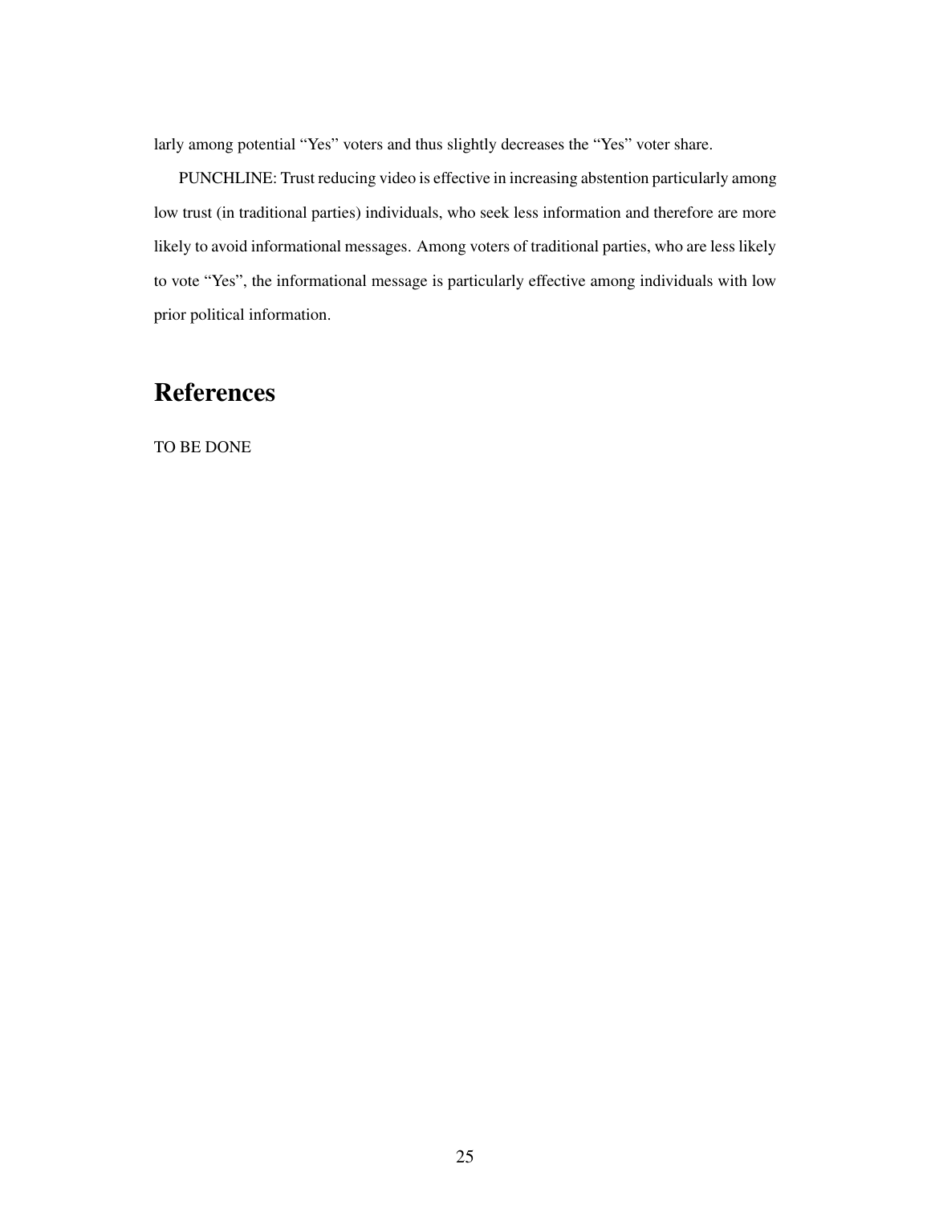larly among potential “Yes” voters and thus slightly decreases the “Yes” voter share.

PUNCHLINE: Trust reducing video is effective in increasing abstention particularly among low trust (in traditional parties) individuals, who seek less information and therefore are more likely to avoid informational messages. Among voters of traditional parties, who are less likely to vote “Yes”, the informational message is particularly effective among individuals with low prior political information.

# References

TO BE DONE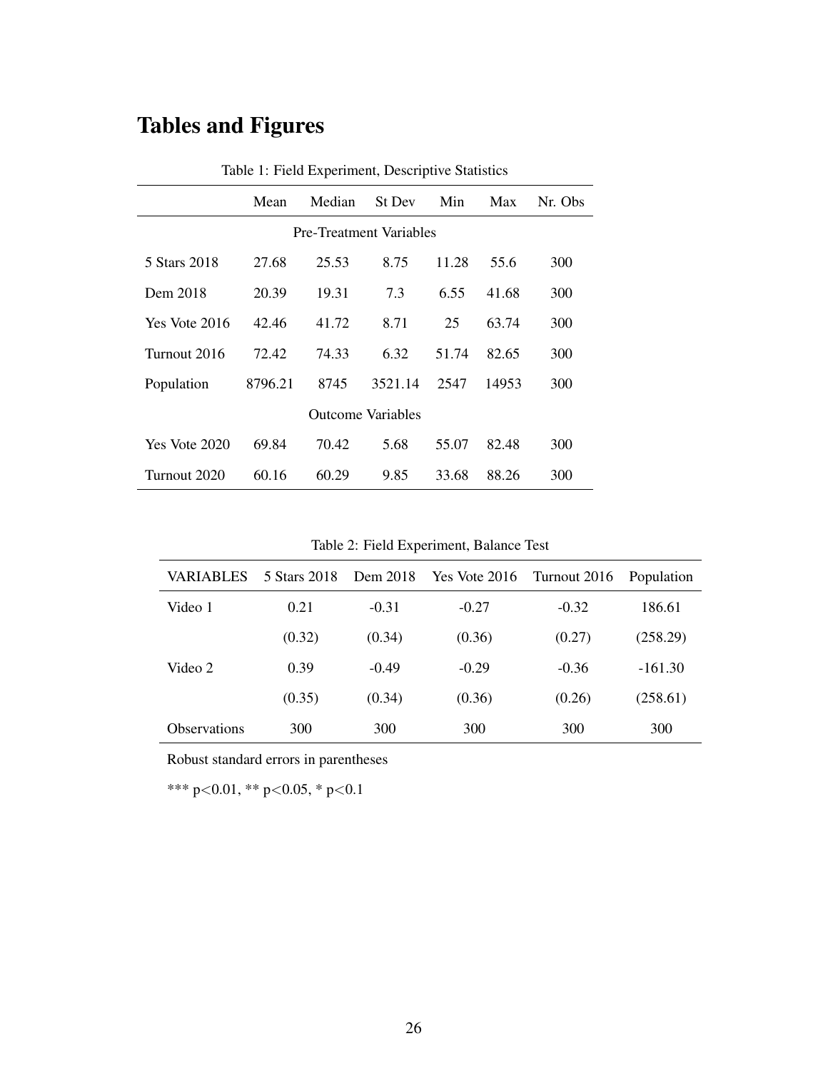# Tables and Figures

Table 1: Field Experiment, Descriptive Statistics

| | Mean | Median | St Dev | Min | Max | Nr. Obs |
|---|---|---|---|---|---|---|
| **Pre-Treatment Variables** | | | | | | |
| 5 Stars 2018 | 27.68 | 25.53 | 8.75 | 11.28 | 55.6 | 300 |
| Dem 2018 | 20.39 | 19.31 | 7.3 | 6.55 | 41.68 | 300 |
| Yes Vote 2016 | 42.46 | 41.72 | 8.71 | 25 | 63.74 | 300 |
| Turnout 2016 | 72.42 | 74.33 | 6.32 | 51.74 | 82.65 | 300 |
| Population | 8796.21 | 8745 | 3521.14 | 2547 | 14953 | 300 |
| **Outcome Variables** | | | | | | |
| Yes Vote 2020 | 69.84 | 70.42 | 5.68 | 55.07 | 82.48 | 300 |
| Turnout 2020 | 60.16 | 60.29 | 9.85 | 33.68 | 88.26 | 300 |

Table 2: Field Experiment, Balance Test

| VARIABLES | 5 Stars 2018 | Dem 2018 | Yes Vote 2016 | Turnout 2016 | Population |
|---|---|---|---|---|---|
| Video 1 | 0.21 | -0.31 | -0.27 | -0.32 | 186.61 |
| | (0.32) | (0.34) | (0.36) | (0.27) | (258.29) |
| Video 2 | 0.39 | -0.49 | -0.29 | -0.36 | -161.30 |
| | (0.35) | (0.34) | (0.36) | (0.26) | (258.61) |
| Observations | 300 | 300 | 300 | 300 | 300 |

Robust standard errors in parentheses

*** $p<0.01$, ** $p<0.05$, * $p<0.1$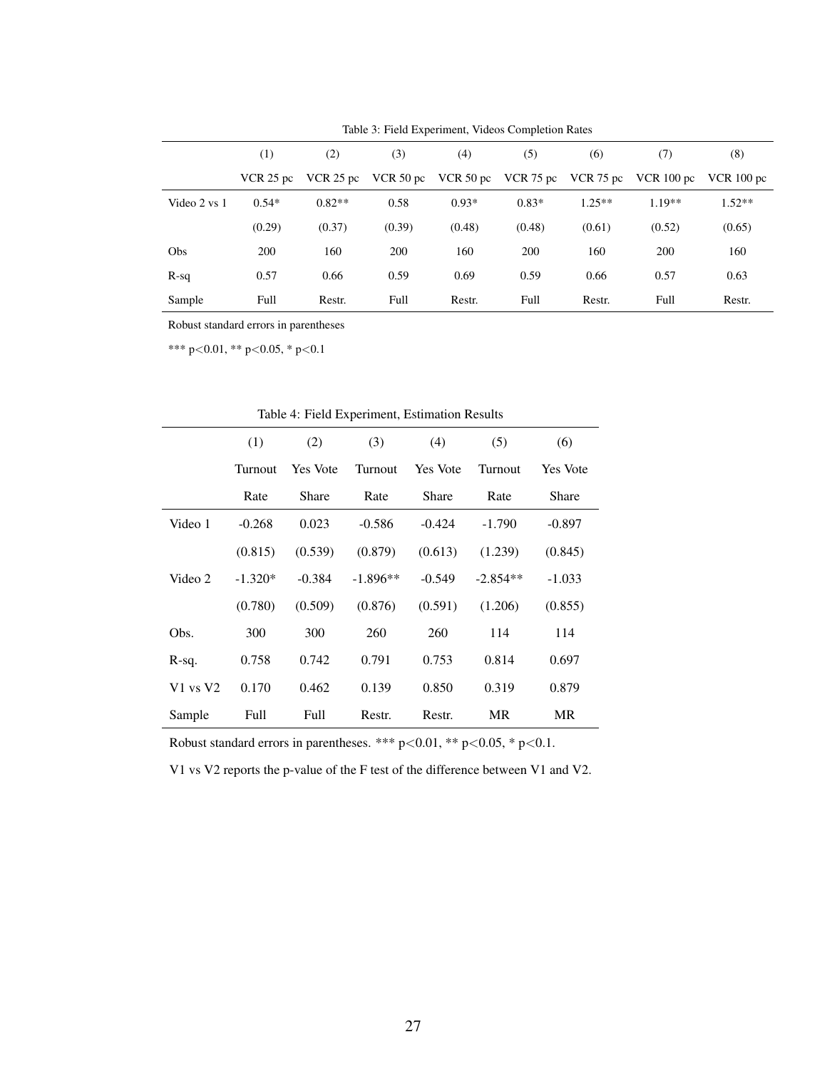Table 3: Field Experiment, Videos Completion Rates

| | (1) | (2) | (3) | (4) | (5) | (6) | (7) | (8) |
|---|---|---|---|---|---|---|---|---|
| | VCR 25 pc | VCR 25 pc | VCR 50 pc | VCR 50 pc | VCR 75 pc | VCR 75 pc | VCR 100 pc | VCR 100 pc |
| Video 2 vs 1 | 0.54* | 0.82** | 0.58 | 0.93* | 0.83* | 1.25** | 1.19** | 1.52** |
| | (0.29) | (0.37) | (0.39) | (0.48) | (0.48) | (0.61) | (0.52) | (0.65) |
| Obs | 200 | 160 | 200 | 160 | 200 | 160 | 200 | 160 |
| R-sq | 0.57 | 0.66 | 0.59 | 0.69 | 0.59 | 0.66 | 0.57 | 0.63 |
| Sample | Full | Restr. | Full | Restr. | Full | Restr. | Full | Restr. |

Robust standard errors in parentheses

*** $p<0.01$, ** $p<0.05$, * $p<0.1$

Table 4: Field Experiment, Estimation Results

| | (1) | (2) | (3) | (4) | (5) | (6) |
|---|---|---|---|---|---|---|
| | Turnout Rate | Yes Vote Share | Turnout Rate | Yes Vote Share | Turnout Rate | Yes Vote Share |
| Video 1 | -0.268 | 0.023 | -0.586 | -0.424 | -1.790 | -0.897 |
| | (0.815) | (0.539) | (0.879) | (0.613) | (1.239) | (0.845) |
| Video 2 | -1.320* | -0.384 | -1.896** | -0.549 | -2.854** | -1.033 |
| | (0.780) | (0.509) | (0.876) | (0.591) | (1.206) | (0.855) |
| Obs. | 300 | 300 | 260 | 260 | 114 | 114 |
| R-sq. | 0.758 | 0.742 | 0.791 | 0.753 | 0.814 | 0.697 |
| V1 vs V2 | 0.170 | 0.462 | 0.139 | 0.850 | 0.319 | 0.879 |
| Sample | Full | Full | Restr. | Restr. | MR | MR |

Robust standard errors in parentheses. *** $p<0.01$, ** $p<0.05$, * $p<0.1$.

V1 vs V2 reports the p-value of the F test of the difference between V1 and V2.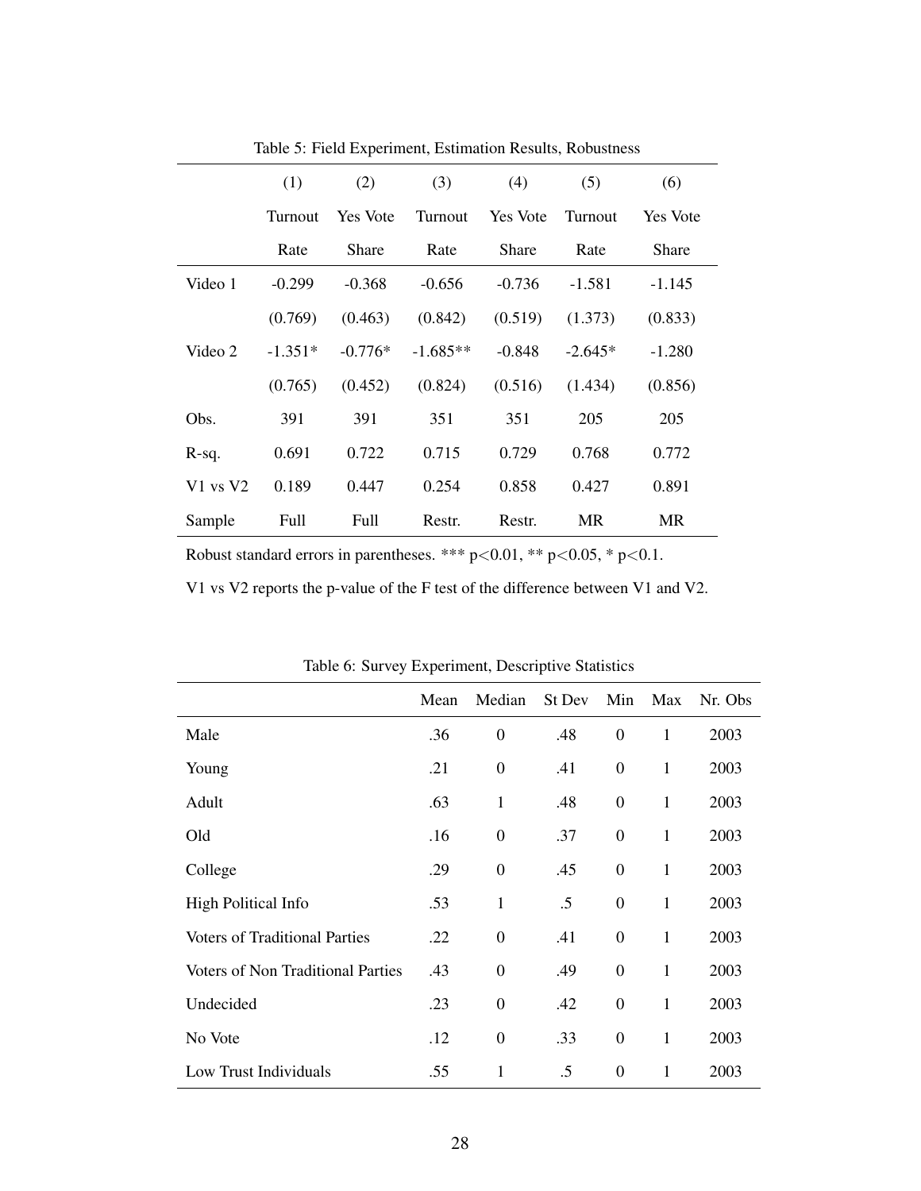Table 5: Field Experiment, Estimation Results, Robustness

| | (1) | (2) | (3) | (4) | (5) | (6) |
|---|---|---|---|---|---|---|
| | Turnout Rate | Yes Vote Share | Turnout Rate | Yes Vote Share | Turnout Rate | Yes Vote Share |
| Video 1 | -0.299 | -0.368 | -0.656 | -0.736 | -1.581 | -1.145 |
| | (0.769) | (0.463) | (0.842) | (0.519) | (1.373) | (0.833) |
| Video 2 | -1.351* | -0.776* | -1.685** | -0.848 | -2.645* | -1.280 |
| | (0.765) | (0.452) | (0.824) | (0.516) | (1.434) | (0.856) |
| Obs. | 391 | 391 | 351 | 351 | 205 | 205 |
| R-sq. | 0.691 | 0.722 | 0.715 | 0.729 | 0.768 | 0.772 |
| V1 vs V2 | 0.189 | 0.447 | 0.254 | 0.858 | 0.427 | 0.891 |
| Sample | Full | Full | Restr. | Restr. | MR | MR |

Robust standard errors in parentheses. *** $p<0.01$, ** $p<0.05$, * $p<0.1$.

V1 vs V2 reports the p-value of the F test of the difference between V1 and V2.

Table 6: Survey Experiment, Descriptive Statistics

| | Mean | Median | St Dev | Min | Max | Nr. Obs |
|---|---|---|---|---|---|---|
| Male | .36 | 0 | .48 | 0 | 1 | 2003 |
| Young | .21 | 0 | .41 | 0 | 1 | 2003 |
| Adult | .63 | 1 | .48 | 0 | 1 | 2003 |
| Old | .16 | 0 | .37 | 0 | 1 | 2003 |
| College | .29 | 0 | .45 | 0 | 1 | 2003 |
| High Political Info | .53 | 1 | .5 | 0 | 1 | 2003 |
| Voters of Traditional Parties | .22 | 0 | .41 | 0 | 1 | 2003 |
| Voters of Non Traditional Parties | .43 | 0 | .49 | 0 | 1 | 2003 |
| Undecided | .23 | 0 | .42 | 0 | 1 | 2003 |
| No Vote | .12 | 0 | .33 | 0 | 1 | 2003 |
| Low Trust Individuals | .55 | 1 | .5 | 0 | 1 | 2003 |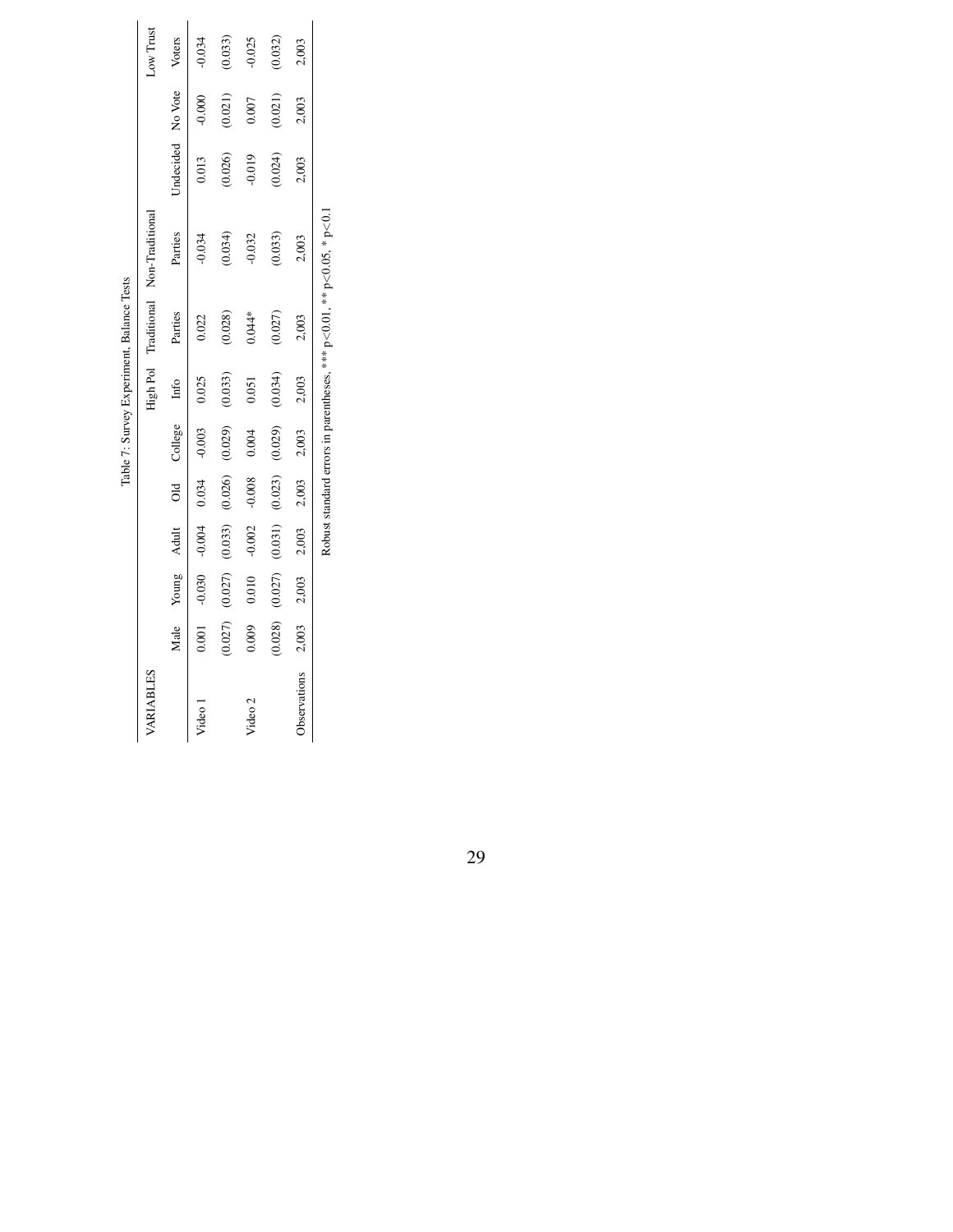Table 7: Survey Experiment, Balance Tests

| VARIABLES | | | | | | High Pol | Traditional | Non-Traditional | | | Low Trust |
|---|---|---|---|---|---|---|---|---|---|---|---|
| | Male | Young | Adult | Old | College | Info | Parties | Parties | Undecided | No Vote | Voters |
| Video 1 | 0.001 | -0.030 | -0.004 | 0.034 | -0.003 | 0.025 | 0.022 | -0.034 | 0.013 | -0.000 | -0.034 |
| | (0.027) | (0.027) | (0.033) | (0.026) | (0.029) | (0.033) | (0.028) | (0.034) | (0.026) | (0.021) | (0.033) |
| Video 2 | 0.009 | 0.010 | -0.002 | -0.008 | 0.004 | 0.051 | 0.044* | -0.032 | -0.019 | 0.007 | -0.025 |
| | (0.028) | (0.027) | (0.031) | (0.023) | (0.029) | (0.034) | (0.027) | (0.033) | (0.024) | (0.021) | (0.032) |
| Observations | 2,003 | 2,003 | 2,003 | 2,003 | 2,003 | 2,003 | 2,003 | 2,003 | 2,003 | 2,003 | 2,003 |

Robust standard errors in parentheses, *** $p<0.01$, ** $p<0.05$, * $p<0.1$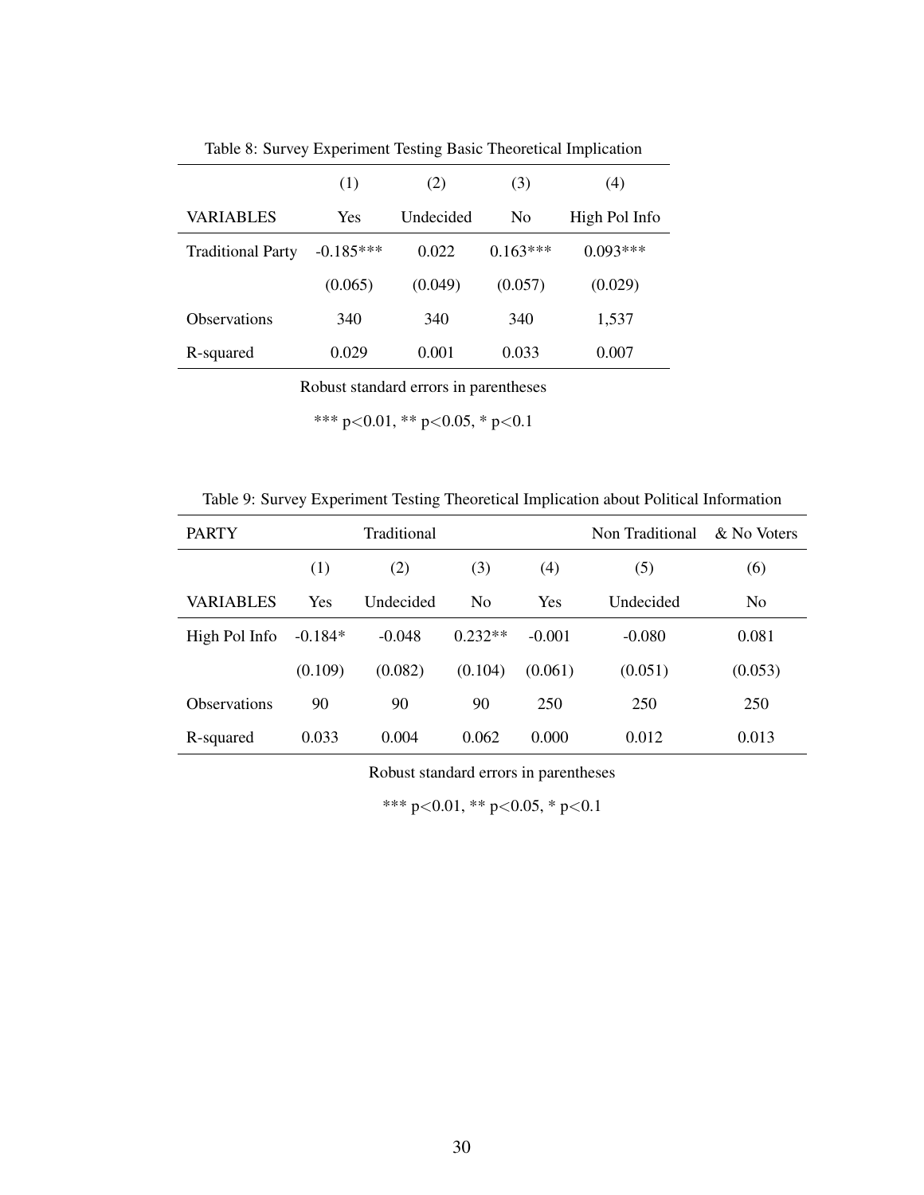Table 8: Survey Experiment Testing Basic Theoretical Implication

| | (1) | (2) | (3) | (4) |
|---|---|---|---|---|
| VARIABLES | Yes | Undecided | No | High Pol Info |
| Traditional Party | -0.185*** | 0.022 | 0.163*** | 0.093*** |
| | (0.065) | (0.049) | (0.057) | (0.029) |
| Observations | 340 | 340 | 340 | 1,537 |
| R-squared | 0.029 | 0.001 | 0.033 | 0.007 |

Robust standard errors in parentheses

*** p<0.01, ** p<0.05, * p<0.1

Table 9: Survey Experiment Testing Theoretical Implication about Political Information

| PARTY | Traditional | | | Non Traditional & No Voters | | |
|---|---|---|---|---|---|---|
| | (1) | (2) | (3) | (4) | (5) | (6) |
| VARIABLES | Yes | Undecided | No | Yes | Undecided | No |
| High Pol Info | -0.184* | -0.048 | 0.232** | -0.001 | -0.080 | 0.081 |
| | (0.109) | (0.082) | (0.104) | (0.061) | (0.051) | (0.053) |
| Observations | 90 | 90 | 90 | 250 | 250 | 250 |
| R-squared | 0.033 | 0.004 | 0.062 | 0.000 | 0.012 | 0.013 |

Robust standard errors in parentheses

*** p<0.01, ** p<0.05, * p<0.1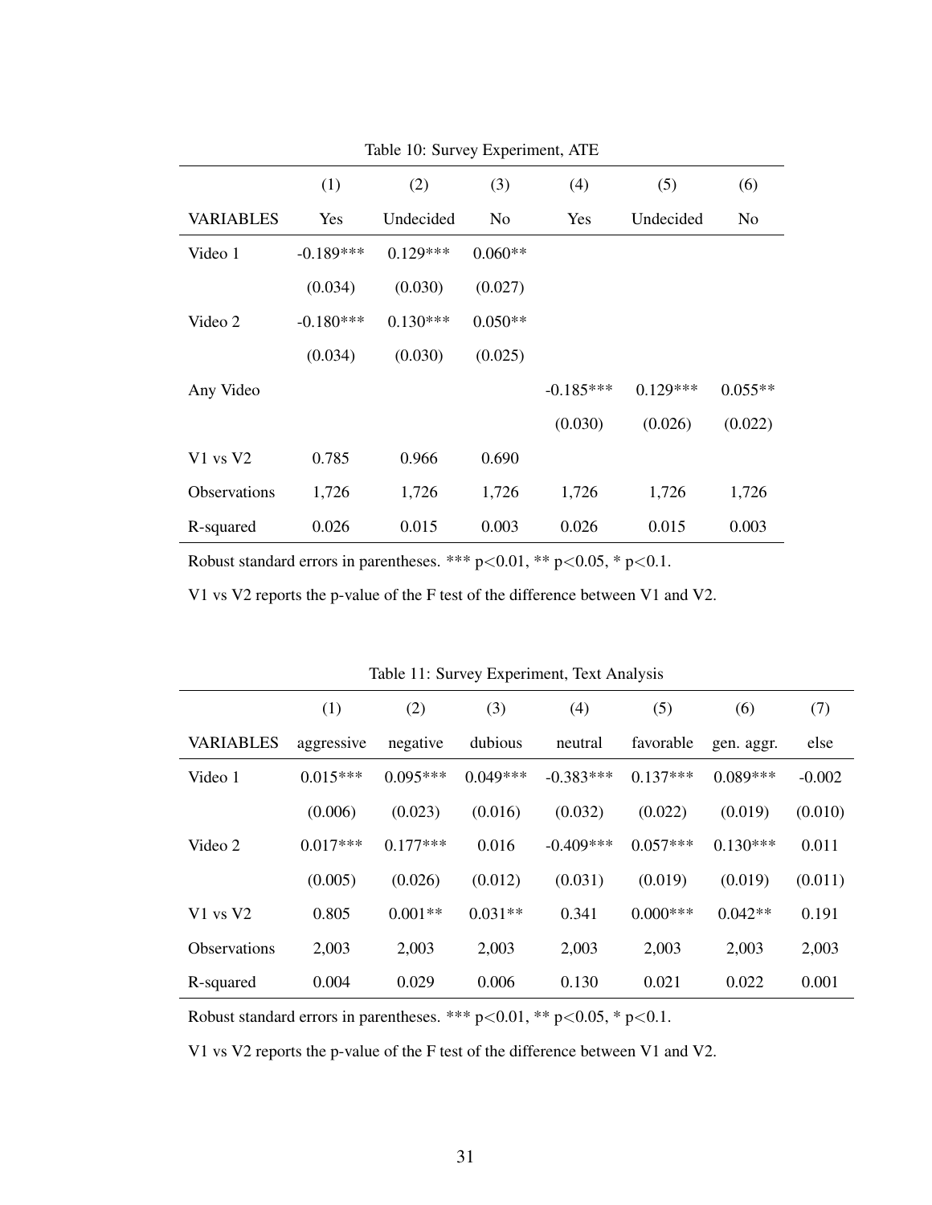Table 10: Survey Experiment, ATE

| | (1) | (2) | (3) | (4) | (5) | (6) |
|---|---|---|---|---|---|---|
| VARIABLES | Yes | Undecided | No | Yes | Undecided | No |
| Video 1 | -0.189*** | 0.129*** | 0.060** | | | |
| | (0.034) | (0.030) | (0.027) | | | |
| Video 2 | -0.180*** | 0.130*** | 0.050** | | | |
| | (0.034) | (0.030) | (0.025) | | | |
| Any Video | | | | -0.185*** | 0.129*** | 0.055** |
| | | | | (0.030) | (0.026) | (0.022) |
| V1 vs V2 | 0.785 | 0.966 | 0.690 | | | |
| Observations | 1,726 | 1,726 | 1,726 | 1,726 | 1,726 | 1,726 |
| R-squared | 0.026 | 0.015 | 0.003 | 0.026 | 0.015 | 0.003 |

Robust standard errors in parentheses. *** p<0.01, ** p<0.05, * p<0.1.

V1 vs V2 reports the p-value of the F test of the difference between V1 and V2.

Table 11: Survey Experiment, Text Analysis

| | (1) | (2) | (3) | (4) | (5) | (6) | (7) |
|---|---|---|---|---|---|---|---|
| VARIABLES | aggressive | negative | dubious | neutral | favorable | gen. aggr. | else |
| Video 1 | 0.015*** | 0.095*** | 0.049*** | -0.383*** | 0.137*** | 0.089*** | -0.002 |
| | (0.006) | (0.023) | (0.016) | (0.032) | (0.022) | (0.019) | (0.010) |
| Video 2 | 0.017*** | 0.177*** | 0.016 | -0.409*** | 0.057*** | 0.130*** | 0.011 |
| | (0.005) | (0.026) | (0.012) | (0.031) | (0.019) | (0.019) | (0.011) |
| V1 vs V2 | 0.805 | 0.001** | 0.031** | 0.341 | 0.000*** | 0.042** | 0.191 |
| Observations | 2,003 | 2,003 | 2,003 | 2,003 | 2,003 | 2,003 | 2,003 |
| R-squared | 0.004 | 0.029 | 0.006 | 0.130 | 0.021 | 0.022 | 0.001 |

Robust standard errors in parentheses. *** p<0.01, ** p<0.05, * p<0.1.

V1 vs V2 reports the p-value of the F test of the difference between V1 and V2.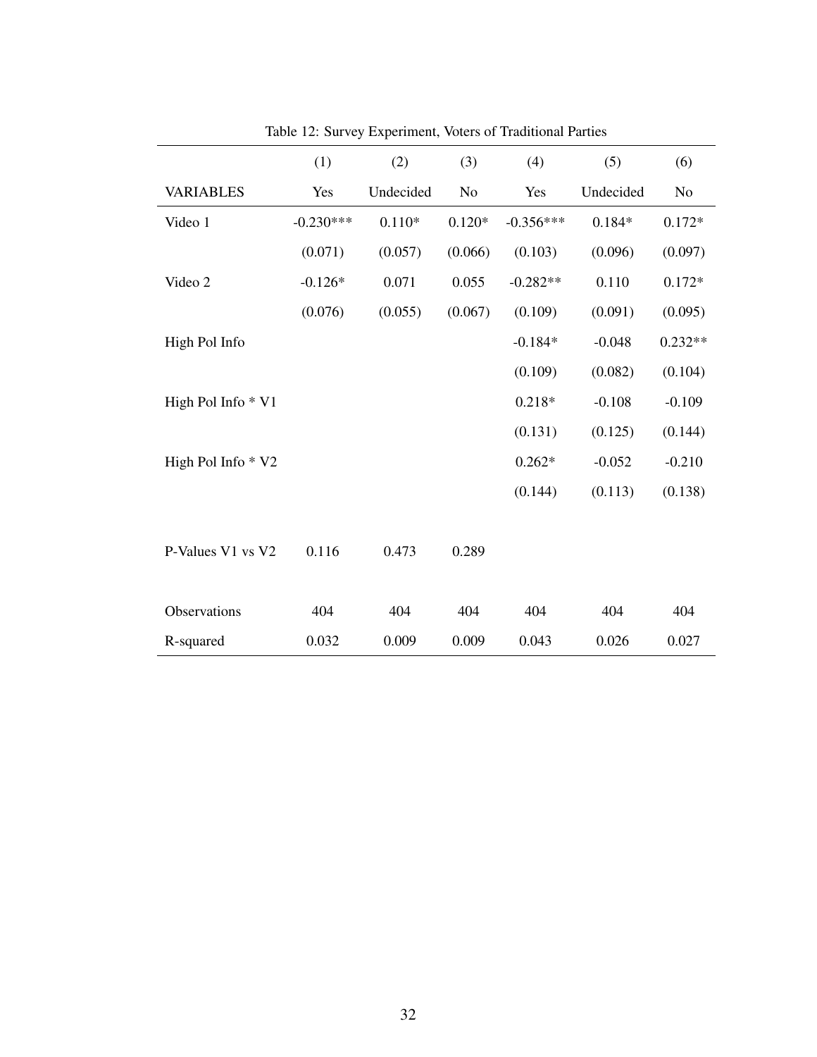Table 12: Survey Experiment, Voters of Traditional Parties

| | (1) | (2) | (3) | (4) | (5) | (6) |
|---|---|---|---|---|---|---|
| VARIABLES | Yes | Undecided | No | Yes | Undecided | No |
| Video 1 | -0.230*** | 0.110* | 0.120* | -0.356*** | 0.184* | 0.172* |
| | (0.071) | (0.057) | (0.066) | (0.103) | (0.096) | (0.097) |
| Video 2 | -0.126* | 0.071 | 0.055 | -0.282** | 0.110 | 0.172* |
| | (0.076) | (0.055) | (0.067) | (0.109) | (0.091) | (0.095) |
| High Pol Info | | | | -0.184* | -0.048 | 0.232** |
| | | | | (0.109) | (0.082) | (0.104) |
| High Pol Info * V1 | | | | 0.218* | -0.108 | -0.109 |
| | | | | (0.131) | (0.125) | (0.144) |
| High Pol Info * V2 | | | | 0.262* | -0.052 | -0.210 |
| | | | | (0.144) | (0.113) | (0.138) |
| P-Values V1 vs V2 | 0.116 | 0.473 | 0.289 | | | |
| Observations | 404 | 404 | 404 | 404 | 404 | 404 |
| R-squared | 0.032 | 0.009 | 0.009 | 0.043 | 0.026 | 0.027 |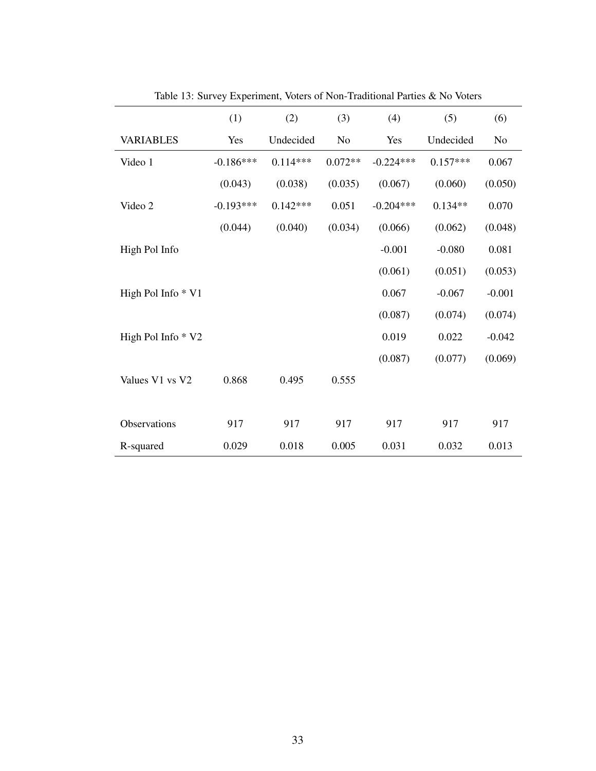Table 13: Survey Experiment, Voters of Non-Traditional Parties & No Voters

| | (1) | (2) | (3) | (4) | (5) | (6) |
|---|---|---|---|---|---|---|
| VARIABLES | Yes | Undecided | No | Yes | Undecided | No |
| Video 1 | -0.186*** | 0.114*** | 0.072** | -0.224*** | 0.157*** | 0.067 |
| | (0.043) | (0.038) | (0.035) | (0.067) | (0.060) | (0.050) |
| Video 2 | -0.193*** | 0.142*** | 0.051 | -0.204*** | 0.134** | 0.070 |
| | (0.044) | (0.040) | (0.034) | (0.066) | (0.062) | (0.048) |
| High Pol Info | | | | -0.001 | -0.080 | 0.081 |
| | | | | (0.061) | (0.051) | (0.053) |
| High Pol Info * V1 | | | | 0.067 | -0.067 | -0.001 |
| | | | | (0.087) | (0.074) | (0.074) |
| High Pol Info * V2 | | | | 0.019 | 0.022 | -0.042 |
| | | | | (0.087) | (0.077) | (0.069) |
| Values V1 vs V2 | 0.868 | 0.495 | 0.555 | | | |
| | | | | | | |
| Observations | 917 | 917 | 917 | 917 | 917 | 917 |
| R-squared | 0.029 | 0.018 | 0.005 | 0.031 | 0.032 | 0.013 |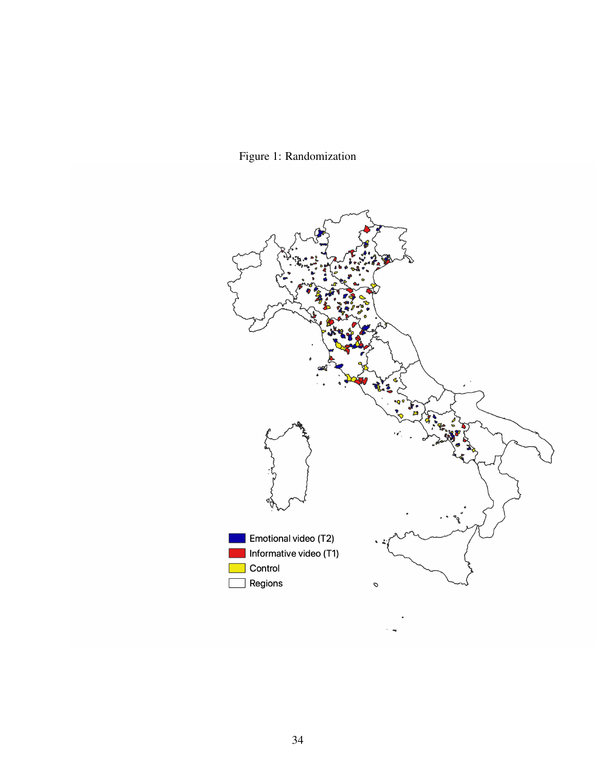Figure 1: Randomization

Emotional video (T2)

Informative video (T1)

Control

Regions